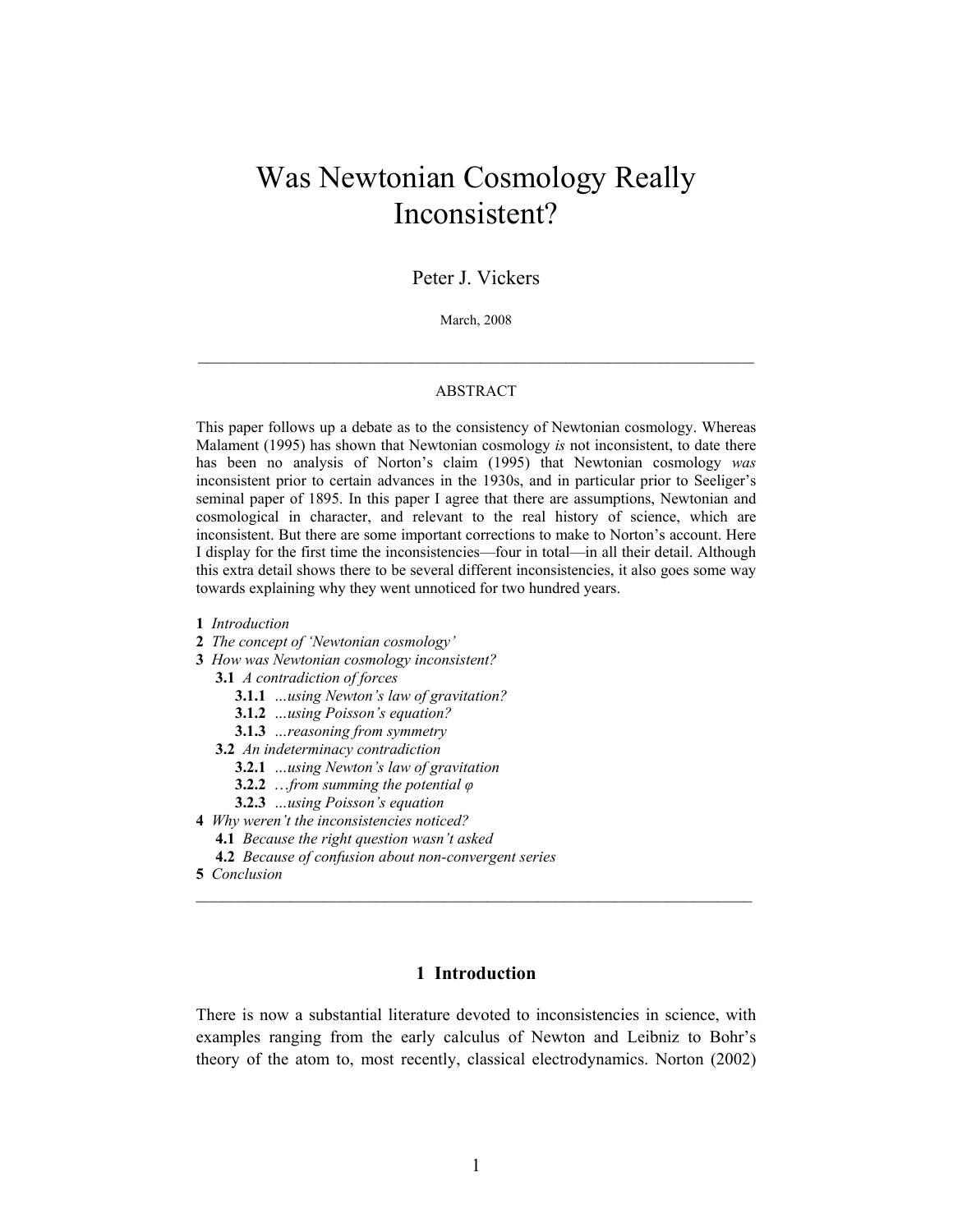# Was Newtonian Cosmology Really Inconsistent?

Peter J. Vickers

March, 2008

---

## ABSTRACT

This paper follows up a debate as to the consistency of Newtonian cosmology. Whereas Malament (1995) has shown that Newtonian cosmology *is* not inconsistent, to date there has been no analysis of Norton's claim (1995) that Newtonian cosmology *was* inconsistent prior to certain advances in the 1930s, and in particular prior to Seeliger's seminal paper of 1895. In this paper I agree that there are assumptions, Newtonian and cosmological in character, and relevant to the real history of science, which are inconsistent. But there are some important corrections to make to Norton's account. Here I display for the first time the inconsistencies—four in total—in all their detail. Although this extra detail shows there to be several different inconsistencies, it also goes some way towards explaining why they went unnoticed for two hundred years.

**1** *Introduction*
**2** *The concept of 'Newtonian cosmology'*
**3** *How was Newtonian cosmology inconsistent?*
  **3.1** *A contradiction of forces*
    **3.1.1** *...using Newton's law of gravitation?*
    **3.1.2** *...using Poisson's equation?*
    **3.1.3** *...reasoning from symmetry*
  **3.2** *An indeterminacy contradiction*
    **3.2.1** *...using Newton's law of gravitation*
    **3.2.2** *…from summing the potential φ*
    **3.2.3** *...using Poisson's equation*
**4** *Why weren't the inconsistencies noticed?*
  **4.1** *Because the right question wasn't asked*
  **4.2** *Because of confusion about non-convergent series*
**5** *Conclusion*

---

## 1 Introduction

There is now a substantial literature devoted to inconsistencies in science, with examples ranging from the early calculus of Newton and Leibniz to Bohr's theory of the atom to, most recently, classical electrodynamics. Norton (2002)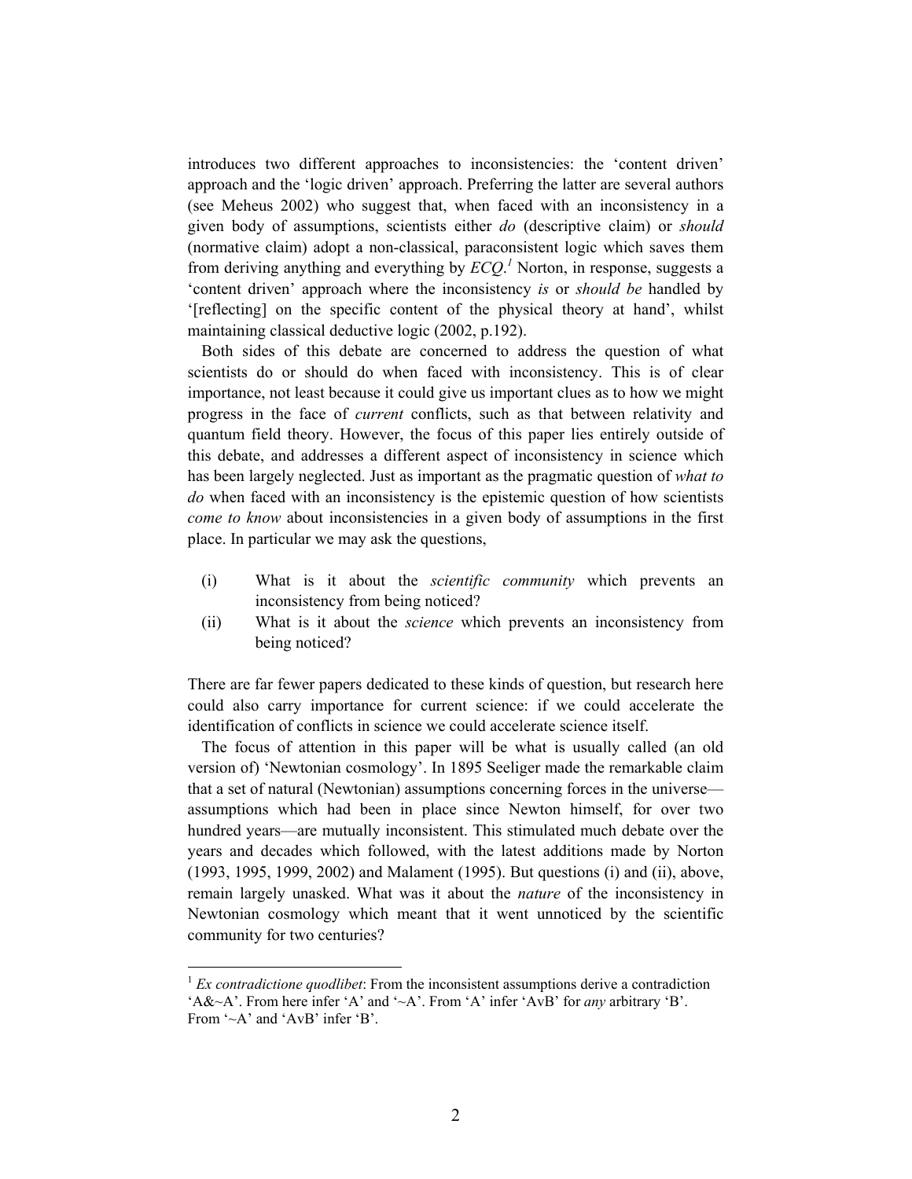introduces two different approaches to inconsistencies: the 'content driven' approach and the 'logic driven' approach. Preferring the latter are several authors (see Meheus 2002) who suggest that, when faced with an inconsistency in a given body of assumptions, scientists either *do* (descriptive claim) or *should* (normative claim) adopt a non-classical, paraconsistent logic which saves them from deriving anything and everything by *ECQ*.[1] Norton, in response, suggests a 'content driven' approach where the inconsistency *is* or *should be* handled by '[reflecting] on the specific content of the physical theory at hand', whilst maintaining classical deductive logic (2002, p.192).

Both sides of this debate are concerned to address the question of what scientists do or should do when faced with inconsistency. This is of clear importance, not least because it could give us important clues as to how we might progress in the face of *current* conflicts, such as that between relativity and quantum field theory. However, the focus of this paper lies entirely outside of this debate, and addresses a different aspect of inconsistency in science which has been largely neglected. Just as important as the pragmatic question of *what to do* when faced with an inconsistency is the epistemic question of how scientists *come to know* about inconsistencies in a given body of assumptions in the first place. In particular we may ask the questions,

(i) What is it about the *scientific community* which prevents an inconsistency from being noticed?

(ii) What is it about the *science* which prevents an inconsistency from being noticed?

There are far fewer papers dedicated to these kinds of question, but research here could also carry importance for current science: if we could accelerate the identification of conflicts in science we could accelerate science itself.

The focus of attention in this paper will be what is usually called (an old version of) 'Newtonian cosmology'. In 1895 Seeliger made the remarkable claim that a set of natural (Newtonian) assumptions concerning forces in the universe—assumptions which had been in place since Newton himself, for over two hundred years—are mutually inconsistent. This stimulated much debate over the years and decades which followed, with the latest additions made by Norton (1993, 1995, 1999, 2002) and Malament (1995). But questions (i) and (ii), above, remain largely unasked. What was it about the *nature* of the inconsistency in Newtonian cosmology which meant that it went unnoticed by the scientific community for two centuries?

[1] *Ex contradictione quodlibet*: From the inconsistent assumptions derive a contradiction 'A&~A'. From here infer 'A' and '~A'. From 'A' infer 'AvB' for *any* arbitrary 'B'. From '~A' and 'AvB' infer 'B'.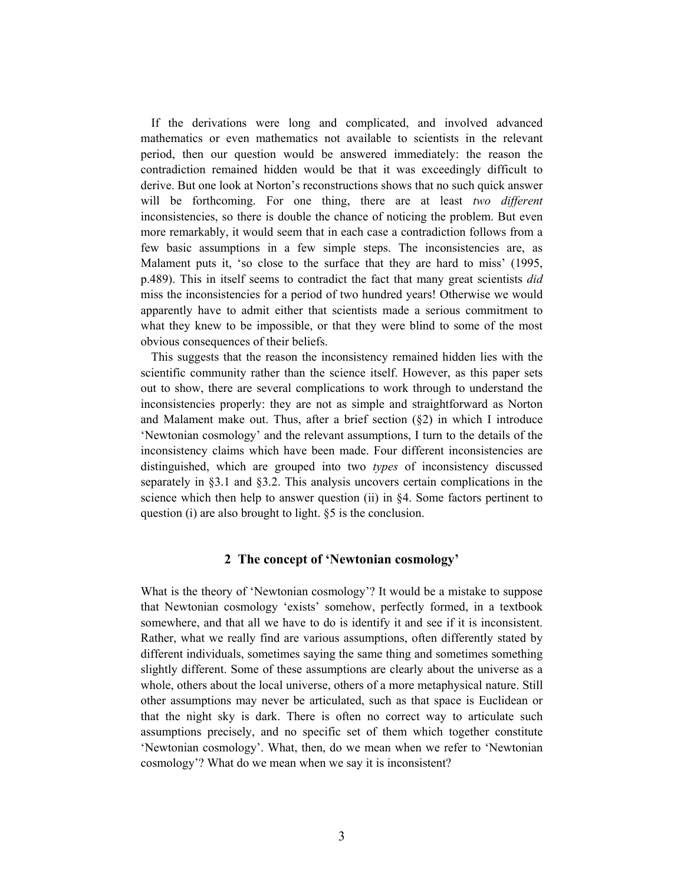If the derivations were long and complicated, and involved advanced mathematics or even mathematics not available to scientists in the relevant period, then our question would be answered immediately: the reason the contradiction remained hidden would be that it was exceedingly difficult to derive. But one look at Norton's reconstructions shows that no such quick answer will be forthcoming. For one thing, there are at least *two different* inconsistencies, so there is double the chance of noticing the problem. But even more remarkably, it would seem that in each case a contradiction follows from a few basic assumptions in a few simple steps. The inconsistencies are, as Malament puts it, 'so close to the surface that they are hard to miss' (1995, p.489). This in itself seems to contradict the fact that many great scientists *did* miss the inconsistencies for a period of two hundred years! Otherwise we would apparently have to admit either that scientists made a serious commitment to what they knew to be impossible, or that they were blind to some of the most obvious consequences of their beliefs.

This suggests that the reason the inconsistency remained hidden lies with the scientific community rather than the science itself. However, as this paper sets out to show, there are several complications to work through to understand the inconsistencies properly: they are not as simple and straightforward as Norton and Malament make out. Thus, after a brief section (§2) in which I introduce 'Newtonian cosmology' and the relevant assumptions, I turn to the details of the inconsistency claims which have been made. Four different inconsistencies are distinguished, which are grouped into two *types* of inconsistency discussed separately in §3.1 and §3.2. This analysis uncovers certain complications in the science which then help to answer question (ii) in §4. Some factors pertinent to question (i) are also brought to light. §5 is the conclusion.

## 2 The concept of 'Newtonian cosmology'

What is the theory of 'Newtonian cosmology'? It would be a mistake to suppose that Newtonian cosmology 'exists' somehow, perfectly formed, in a textbook somewhere, and that all we have to do is identify it and see if it is inconsistent. Rather, what we really find are various assumptions, often differently stated by different individuals, sometimes saying the same thing and sometimes something slightly different. Some of these assumptions are clearly about the universe as a whole, others about the local universe, others of a more metaphysical nature. Still other assumptions may never be articulated, such as that space is Euclidean or that the night sky is dark. There is often no correct way to articulate such assumptions precisely, and no specific set of them which together constitute 'Newtonian cosmology'. What, then, do we mean when we refer to 'Newtonian cosmology'? What do we mean when we say it is inconsistent?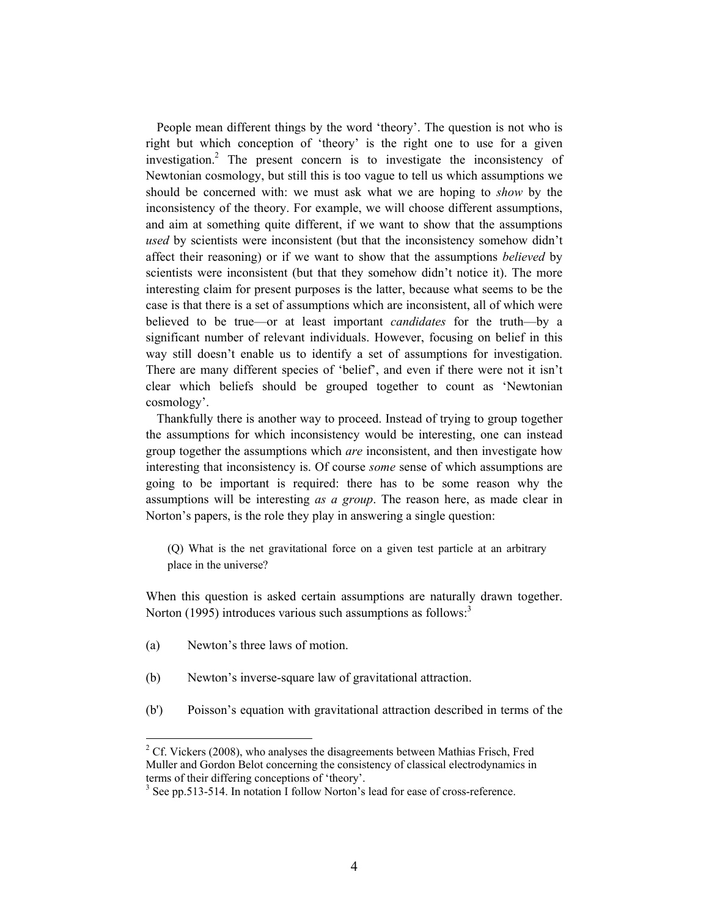People mean different things by the word 'theory'. The question is not who is right but which conception of 'theory' is the right one to use for a given investigation.[2] The present concern is to investigate the inconsistency of Newtonian cosmology, but still this is too vague to tell us which assumptions we should be concerned with: we must ask what we are hoping to *show* by the inconsistency of the theory. For example, we will choose different assumptions, and aim at something quite different, if we want to show that the assumptions *used* by scientists were inconsistent (but that the inconsistency somehow didn't affect their reasoning) or if we want to show that the assumptions *believed* by scientists were inconsistent (but that they somehow didn't notice it). The more interesting claim for present purposes is the latter, because what seems to be the case is that there is a set of assumptions which are inconsistent, all of which were believed to be true—or at least important *candidates* for the truth—by a significant number of relevant individuals. However, focusing on belief in this way still doesn't enable us to identify a set of assumptions for investigation. There are many different species of 'belief', and even if there were not it isn't clear which beliefs should be grouped together to count as 'Newtonian cosmology'.

Thankfully there is another way to proceed. Instead of trying to group together the assumptions for which inconsistency would be interesting, one can instead group together the assumptions which *are* inconsistent, and then investigate how interesting that inconsistency is. Of course *some* sense of which assumptions are going to be important is required: there has to be some reason why the assumptions will be interesting *as a group*. The reason here, as made clear in Norton's papers, is the role they play in answering a single question:

> (Q) What is the net gravitational force on a given test particle at an arbitrary place in the universe?

When this question is asked certain assumptions are naturally drawn together. Norton (1995) introduces various such assumptions as follows:[3]

(a) Newton's three laws of motion.

(b) Newton's inverse-square law of gravitational attraction.

(b') Poisson's equation with gravitational attraction described in terms of the

---

[2] Cf. Vickers (2008), who analyses the disagreements between Mathias Frisch, Fred Muller and Gordon Belot concerning the consistency of classical electrodynamics in terms of their differing conceptions of 'theory'.

[3] See pp.513-514. In notation I follow Norton's lead for ease of cross-reference.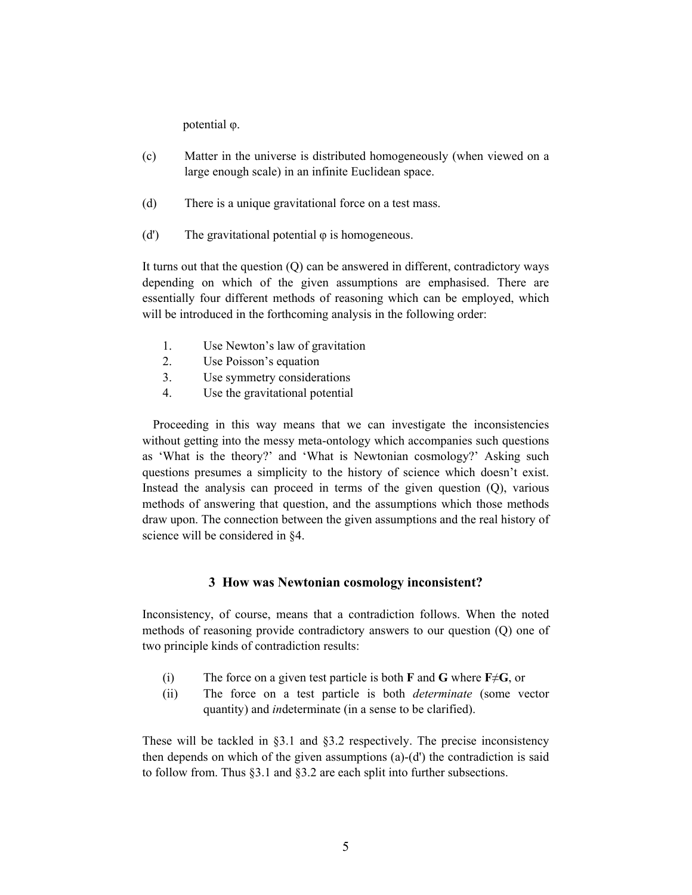potential φ.

(c) Matter in the universe is distributed homogeneously (when viewed on a large enough scale) in an infinite Euclidean space.

(d) There is a unique gravitational force on a test mass.

(d') The gravitational potential φ is homogeneous.

It turns out that the question (Q) can be answered in different, contradictory ways depending on which of the given assumptions are emphasised. There are essentially four different methods of reasoning which can be employed, which will be introduced in the forthcoming analysis in the following order:

1. Use Newton's law of gravitation
2. Use Poisson's equation
3. Use symmetry considerations
4. Use the gravitational potential

Proceeding in this way means that we can investigate the inconsistencies without getting into the messy meta-ontology which accompanies such questions as 'What is the theory?' and 'What is Newtonian cosmology?' Asking such questions presumes a simplicity to the history of science which doesn't exist. Instead the analysis can proceed in terms of the given question (Q), various methods of answering that question, and the assumptions which those methods draw upon. The connection between the given assumptions and the real history of science will be considered in §4.

## 3 How was Newtonian cosmology inconsistent?

Inconsistency, of course, means that a contradiction follows. When the noted methods of reasoning provide contradictory answers to our question (Q) one of two principle kinds of contradiction results:

(i) The force on a given test particle is both **F** and **G** where **F**≠**G**, or
(ii) The force on a test particle is both *determinate* (some vector quantity) and *in*determinate (in a sense to be clarified).

These will be tackled in §3.1 and §3.2 respectively. The precise inconsistency then depends on which of the given assumptions (a)-(d') the contradiction is said to follow from. Thus §3.1 and §3.2 are each split into further subsections.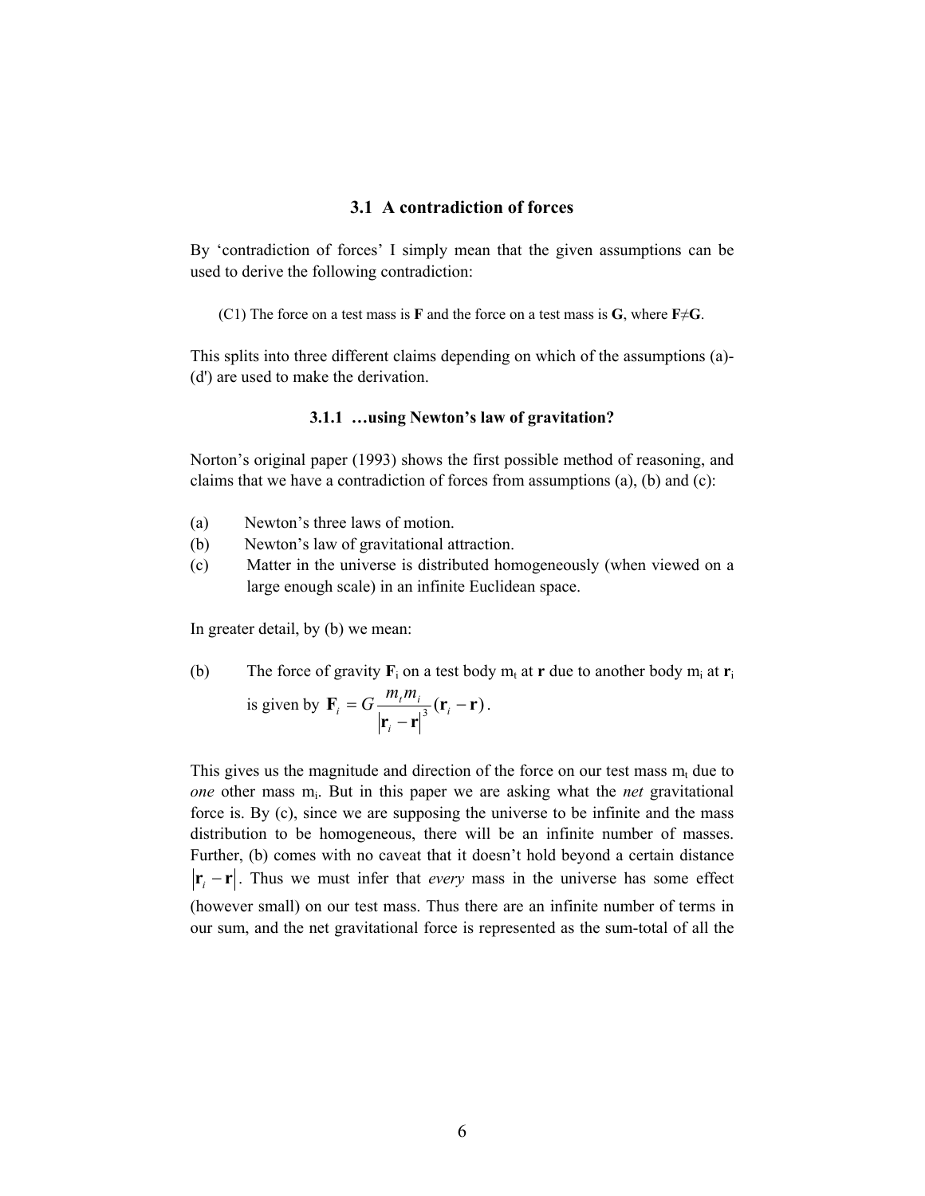## 3.1 A contradiction of forces

By 'contradiction of forces' I simply mean that the given assumptions can be used to derive the following contradiction:

(C1) The force on a test mass is **F** and the force on a test mass is **G**, where **F**≠**G**.

This splits into three different claims depending on which of the assumptions (a)-(d') are used to make the derivation.

### 3.1.1 …using Newton's law of gravitation?

Norton's original paper (1993) shows the first possible method of reasoning, and claims that we have a contradiction of forces from assumptions (a), (b) and (c):

(a) Newton's three laws of motion.
(b) Newton's law of gravitational attraction.
(c) Matter in the universe is distributed homogeneously (when viewed on a large enough scale) in an infinite Euclidean space.

In greater detail, by (b) we mean:

(b) The force of gravity $\mathbf{F}_i$ on a test body $m_t$ at $\mathbf{r}$ due to another body $m_i$ at $\mathbf{r}_i$ is given by $\mathbf{F}_i = G\dfrac{m_t m_i}{\left|\mathbf{r}_i - \mathbf{r}\right|^3}(\mathbf{r}_i - \mathbf{r})$.

This gives us the magnitude and direction of the force on our test mass $m_t$ due to *one* other mass $m_i$. But in this paper we are asking what the *net* gravitational force is. By (c), since we are supposing the universe to be infinite and the mass distribution to be homogeneous, there will be an infinite number of masses. Further, (b) comes with no caveat that it doesn't hold beyond a certain distance $\left|\mathbf{r}_i - \mathbf{r}\right|$. Thus we must infer that *every* mass in the universe has some effect (however small) on our test mass. Thus there are an infinite number of terms in our sum, and the net gravitational force is represented as the sum-total of all the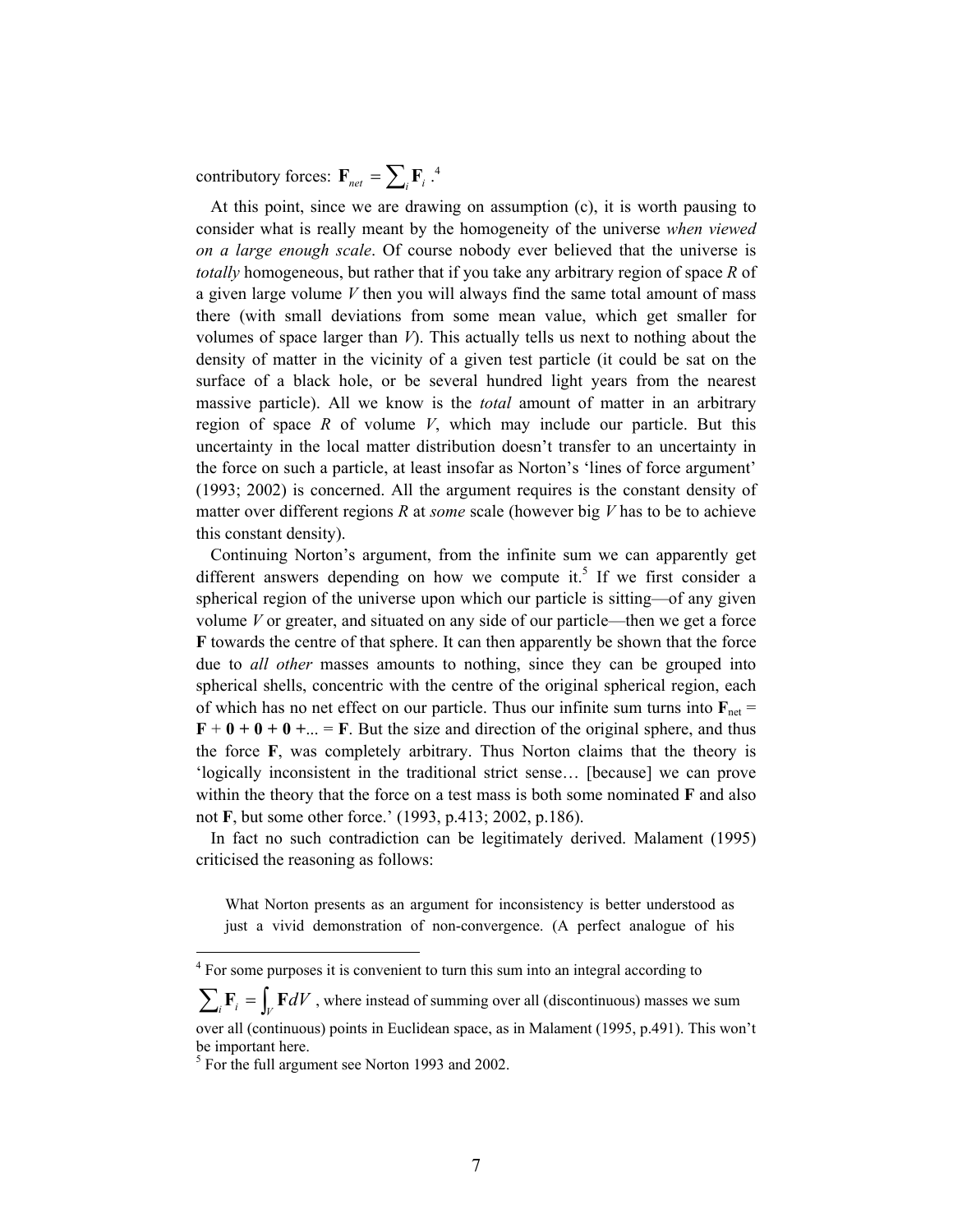contributory forces: $\mathbf{F}_{net} = \sum_i \mathbf{F}_i$ .[4]

At this point, since we are drawing on assumption (c), it is worth pausing to consider what is really meant by the homogeneity of the universe *when viewed on a large enough scale*. Of course nobody ever believed that the universe is *totally* homogeneous, but rather that if you take any arbitrary region of space *R* of a given large volume *V* then you will always find the same total amount of mass there (with small deviations from some mean value, which get smaller for volumes of space larger than *V*). This actually tells us next to nothing about the density of matter in the vicinity of a given test particle (it could be sat on the surface of a black hole, or be several hundred light years from the nearest massive particle). All we know is the *total* amount of matter in an arbitrary region of space *R* of volume *V*, which may include our particle. But this uncertainty in the local matter distribution doesn't transfer to an uncertainty in the force on such a particle, at least insofar as Norton's 'lines of force argument' (1993; 2002) is concerned. All the argument requires is the constant density of matter over different regions *R* at *some* scale (however big *V* has to be to achieve this constant density).

Continuing Norton's argument, from the infinite sum we can apparently get different answers depending on how we compute it.[5] If we first consider a spherical region of the universe upon which our particle is sitting—of any given volume *V* or greater, and situated on any side of our particle—then we get a force **F** towards the centre of that sphere. It can then apparently be shown that the force due to *all other* masses amounts to nothing, since they can be grouped into spherical shells, concentric with the centre of the original spherical region, each of which has no net effect on our particle. Thus our infinite sum turns into $\mathbf{F}_{net} = \mathbf{F} + \mathbf{0} + \mathbf{0} + \mathbf{0} + ... = \mathbf{F}$. But the size and direction of the original sphere, and thus the force **F**, was completely arbitrary. Thus Norton claims that the theory is 'logically inconsistent in the traditional strict sense… [because] we can prove within the theory that the force on a test mass is both some nominated **F** and also not **F**, but some other force.' (1993, p.413; 2002, p.186).

In fact no such contradiction can be legitimately derived. Malament (1995) criticised the reasoning as follows:

> What Norton presents as an argument for inconsistency is better understood as just a vivid demonstration of non-convergence. (A perfect analogue of his

---

[4] For some purposes it is convenient to turn this sum into an integral according to $\sum_i \mathbf{F}_i = \int_V \mathbf{F} dV$ , where instead of summing over all (discontinuous) masses we sum over all (continuous) points in Euclidean space, as in Malament (1995, p.491). This won't be important here.

[5] For the full argument see Norton 1993 and 2002.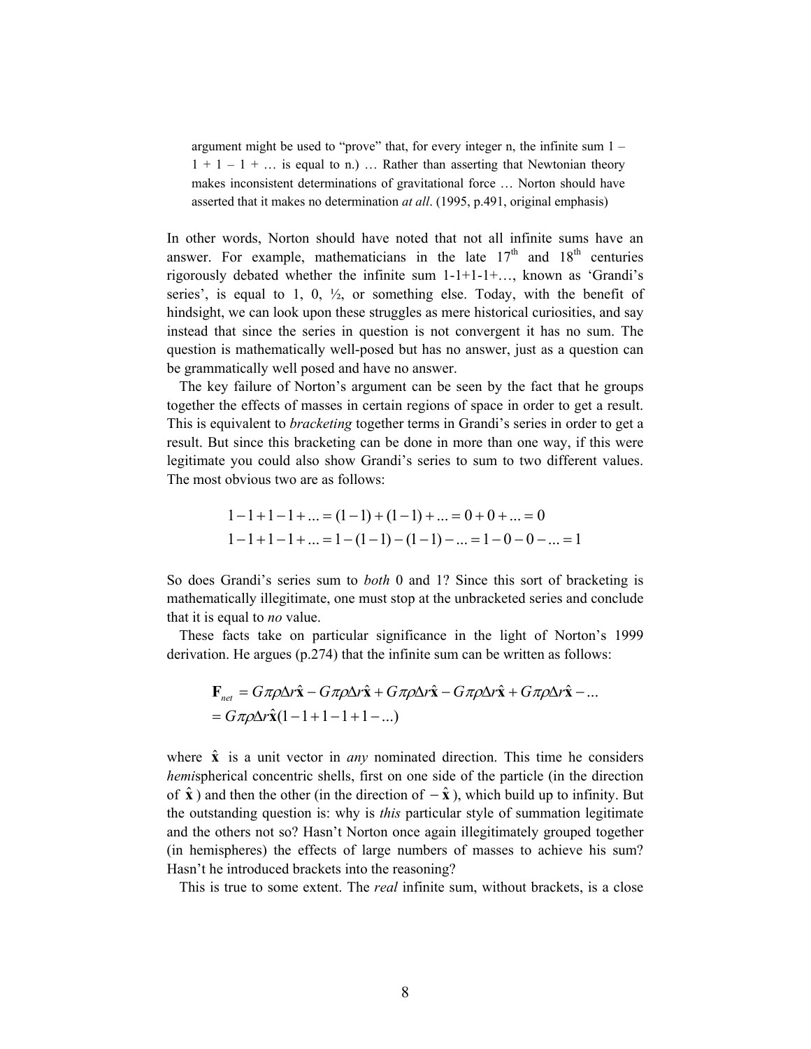> argument might be used to "prove" that, for every integer n, the infinite sum 1 – 1 + 1 – 1 + … is equal to n.) … Rather than asserting that Newtonian theory makes inconsistent determinations of gravitational force … Norton should have asserted that it makes no determination *at all*. (1995, p.491, original emphasis)

In other words, Norton should have noted that not all infinite sums have an answer. For example, mathematicians in the late 17th and 18th centuries rigorously debated whether the infinite sum 1-1+1-1+…, known as 'Grandi's series', is equal to 1, 0, ½, or something else. Today, with the benefit of hindsight, we can look upon these struggles as mere historical curiosities, and say instead that since the series in question is not convergent it has no sum. The question is mathematically well-posed but has no answer, just as a question can be grammatically well posed and have no answer.

The key failure of Norton's argument can be seen by the fact that he groups together the effects of masses in certain regions of space in order to get a result. This is equivalent to *bracketing* together terms in Grandi's series in order to get a result. But since this bracketing can be done in more than one way, if this were legitimate you could also show Grandi's series to sum to two different values. The most obvious two are as follows:

$$1-1+1-1+... = (1-1)+(1-1)+... = 0+0+... = 0$$
$$1-1+1-1+... = 1-(1-1)-(1-1)-... = 1-0-0-... = 1$$

So does Grandi's series sum to *both* 0 and 1? Since this sort of bracketing is mathematically illegitimate, one must stop at the unbracketed series and conclude that it is equal to *no* value.

These facts take on particular significance in the light of Norton's 1999 derivation. He argues (p.274) that the infinite sum can be written as follows:

$$\begin{aligned}\mathbf{F}_{net} &= G\pi\rho\Delta r\hat{\mathbf{x}} - G\pi\rho\Delta r\hat{\mathbf{x}} + G\pi\rho\Delta r\hat{\mathbf{x}} - G\pi\rho\Delta r\hat{\mathbf{x}} + G\pi\rho\Delta r\hat{\mathbf{x}} - ... \\ &= G\pi\rho\Delta r\hat{\mathbf{x}}(1-1+1-1+1-...)\end{aligned}$$

where $\hat{\mathbf{x}}$ is a unit vector in *any* nominated direction. This time he considers *hemi*spherical concentric shells, first on one side of the particle (in the direction of $\hat{\mathbf{x}}$) and then the other (in the direction of $-\hat{\mathbf{x}}$), which build up to infinity. But the outstanding question is: why is *this* particular style of summation legitimate and the others not so? Hasn't Norton once again illegitimately grouped together (in hemispheres) the effects of large numbers of masses to achieve his sum? Hasn't he introduced brackets into the reasoning?

This is true to some extent. The *real* infinite sum, without brackets, is a close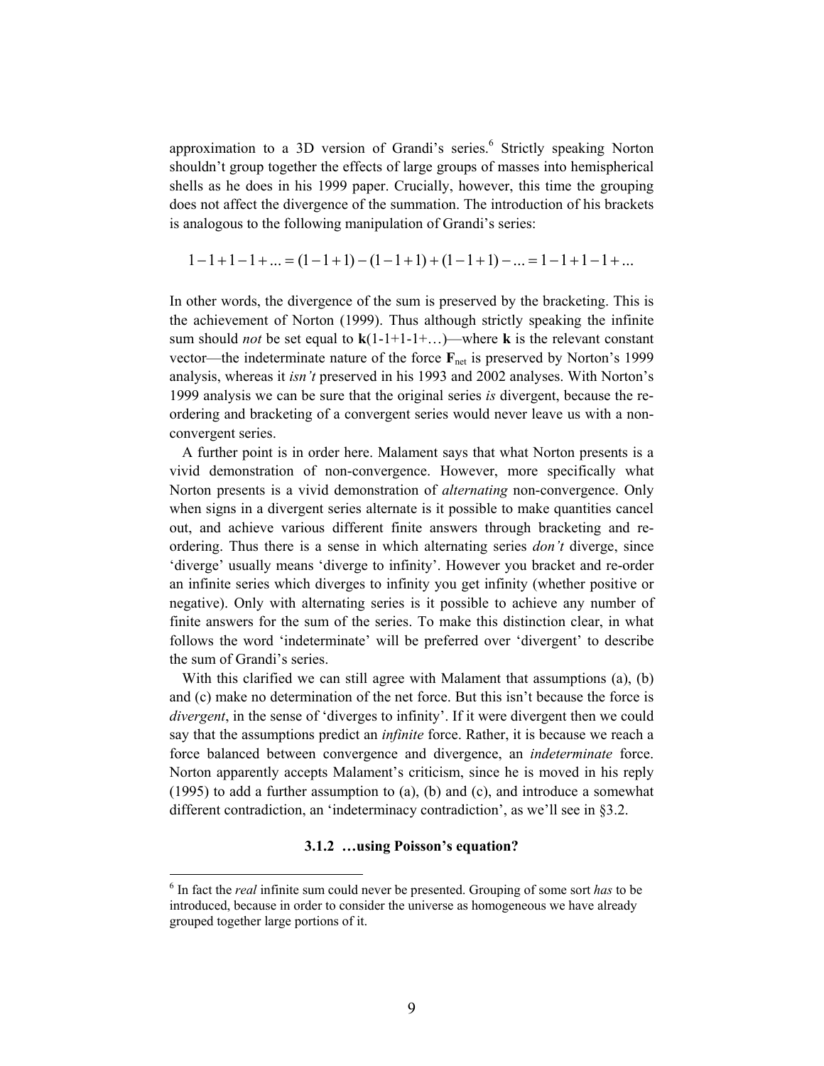approximation to a 3D version of Grandi's series.[6] Strictly speaking Norton shouldn't group together the effects of large groups of masses into hemispherical shells as he does in his 1999 paper. Crucially, however, this time the grouping does not affect the divergence of the summation. The introduction of his brackets is analogous to the following manipulation of Grandi's series:

$$1-1+1-1+... = (1-1+1)-(1-1+1)+(1-1+1)-... = 1-1+1-1+...$$

In other words, the divergence of the sum is preserved by the bracketing. This is the achievement of Norton (1999). Thus although strictly speaking the infinite sum should *not* be set equal to $\mathbf{k}$(1-1+1-1+…)—where $\mathbf{k}$ is the relevant constant vector—the indeterminate nature of the force $\mathbf{F}_{net}$ is preserved by Norton's 1999 analysis, whereas it *isn't* preserved in his 1993 and 2002 analyses. With Norton's 1999 analysis we can be sure that the original series *is* divergent, because the re-ordering and bracketing of a convergent series would never leave us with a non-convergent series.

A further point is in order here. Malament says that what Norton presents is a vivid demonstration of non-convergence. However, more specifically what Norton presents is a vivid demonstration of *alternating* non-convergence. Only when signs in a divergent series alternate is it possible to make quantities cancel out, and achieve various different finite answers through bracketing and re-ordering. Thus there is a sense in which alternating series *don't* diverge, since 'diverge' usually means 'diverge to infinity'. However you bracket and re-order an infinite series which diverges to infinity you get infinity (whether positive or negative). Only with alternating series is it possible to achieve any number of finite answers for the sum of the series. To make this distinction clear, in what follows the word 'indeterminate' will be preferred over 'divergent' to describe the sum of Grandi's series.

With this clarified we can still agree with Malament that assumptions (a), (b) and (c) make no determination of the net force. But this isn't because the force is *divergent*, in the sense of 'diverges to infinity'. If it were divergent then we could say that the assumptions predict an *infinite* force. Rather, it is because we reach a force balanced between convergence and divergence, an *indeterminate* force. Norton apparently accepts Malament's criticism, since he is moved in his reply (1995) to add a further assumption to (a), (b) and (c), and introduce a somewhat different contradiction, an 'indeterminacy contradiction', as we'll see in §3.2.

#### 3.1.2 …using Poisson's equation?

[6] In fact the *real* infinite sum could never be presented. Grouping of some sort *has* to be introduced, because in order to consider the universe as homogeneous we have already grouped together large portions of it.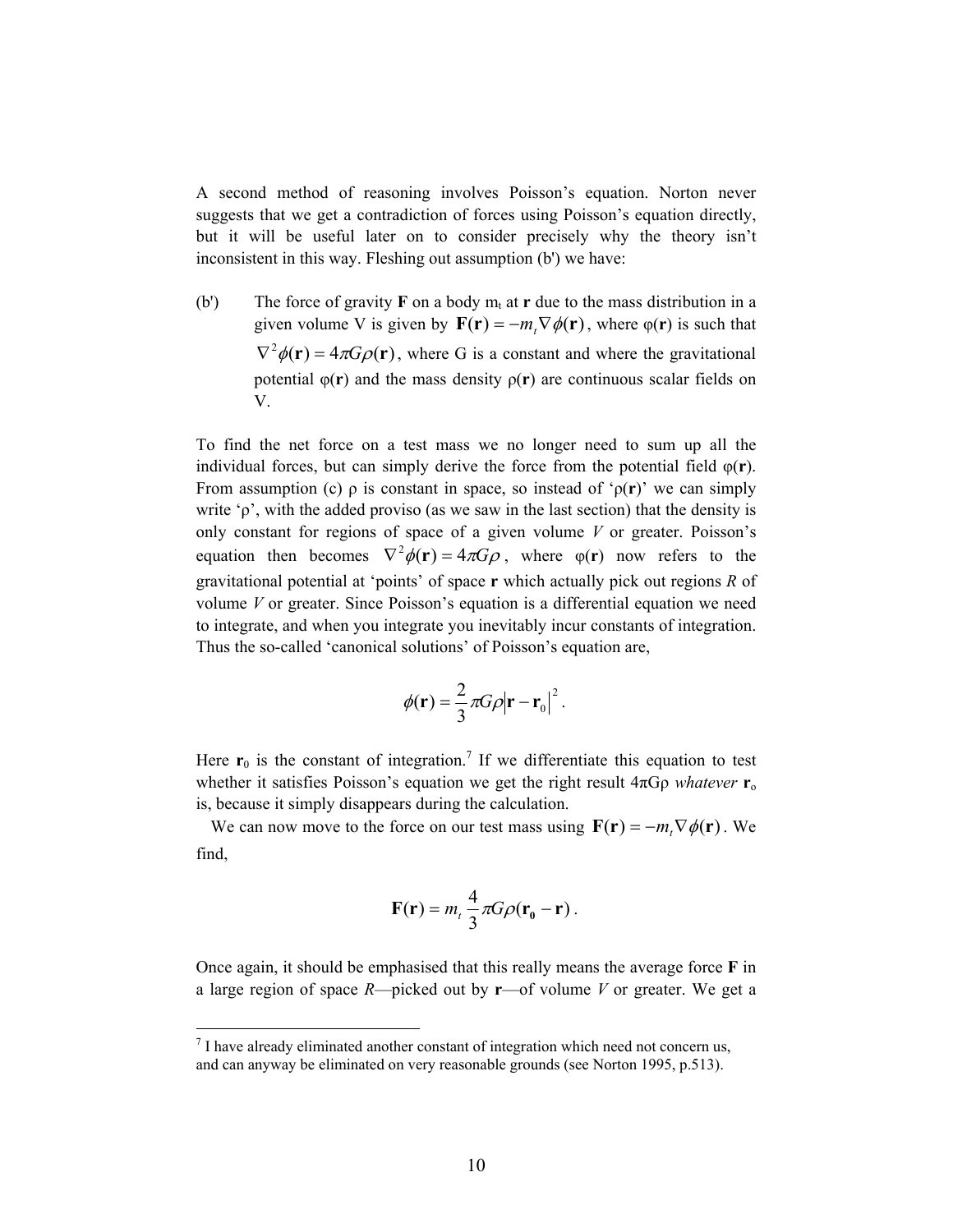A second method of reasoning involves Poisson's equation. Norton never suggests that we get a contradiction of forces using Poisson's equation directly, but it will be useful later on to consider precisely why the theory isn't inconsistent in this way. Fleshing out assumption (b') we have:

(b') The force of gravity **F** on a body $m_t$ at **r** due to the mass distribution in a given volume V is given by $\mathbf{F}(\mathbf{r}) = -m_t \nabla \phi(\mathbf{r})$, where φ(**r**) is such that $\nabla^2 \phi(\mathbf{r}) = 4\pi G \rho(\mathbf{r})$, where G is a constant and where the gravitational potential φ(**r**) and the mass density ρ(**r**) are continuous scalar fields on V.

To find the net force on a test mass we no longer need to sum up all the individual forces, but can simply derive the force from the potential field φ(**r**). From assumption (c) ρ is constant in space, so instead of 'ρ(**r**)' we can simply write 'ρ', with the added proviso (as we saw in the last section) that the density is only constant for regions of space of a given volume *V* or greater. Poisson's equation then becomes $\nabla^2 \phi(\mathbf{r}) = 4\pi G \rho$, where φ(**r**) now refers to the gravitational potential at 'points' of space **r** which actually pick out regions *R* of volume *V* or greater. Since Poisson's equation is a differential equation we need to integrate, and when you integrate you inevitably incur constants of integration. Thus the so-called 'canonical solutions' of Poisson's equation are,

$$\phi(\mathbf{r}) = \frac{2}{3}\pi G \rho \left| \mathbf{r} - \mathbf{r}_0 \right|^2 .$$

Here $\mathbf{r}_0$ is the constant of integration.[7] If we differentiate this equation to test whether it satisfies Poisson's equation we get the right result 4πGρ *whatever* $\mathbf{r}_o$ is, because it simply disappears during the calculation.

We can now move to the force on our test mass using $\mathbf{F}(\mathbf{r}) = -m_t \nabla \phi(\mathbf{r})$. We find,

$$\mathbf{F}(\mathbf{r}) = m_t \frac{4}{3}\pi G \rho (\mathbf{r_0} - \mathbf{r}) .$$

Once again, it should be emphasised that this really means the average force **F** in a large region of space *R*—picked out by **r**—of volume *V* or greater. We get a

[7] I have already eliminated another constant of integration which need not concern us, and can anyway be eliminated on very reasonable grounds (see Norton 1995, p.513).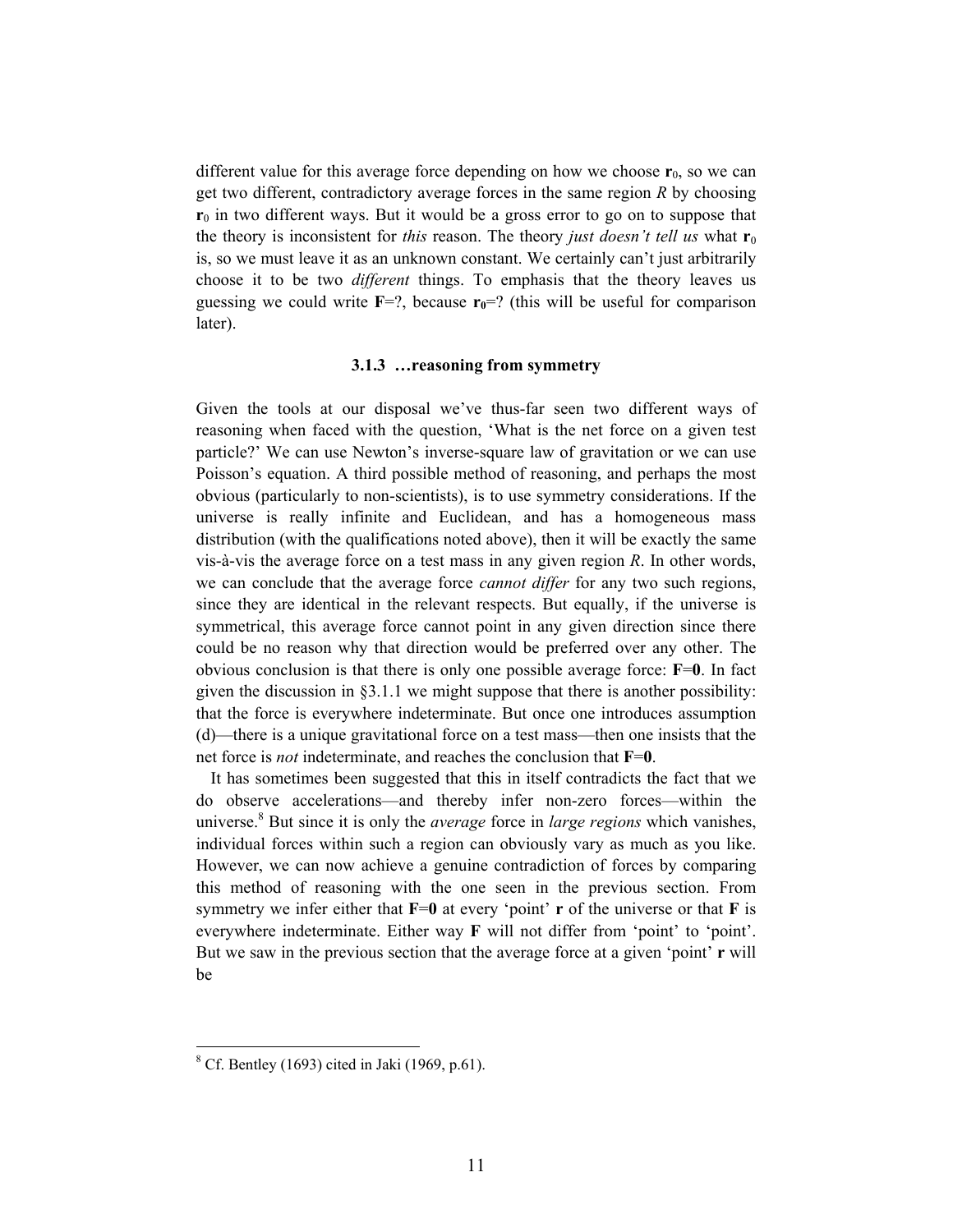different value for this average force depending on how we choose $\mathbf{r}_0$, so we can get two different, contradictory average forces in the same region $R$ by choosing $\mathbf{r}_0$ in two different ways. But it would be a gross error to go on to suppose that the theory is inconsistent for *this* reason. The theory *just doesn't tell us* what $\mathbf{r}_0$ is, so we must leave it as an unknown constant. We certainly can't just arbitrarily choose it to be two *different* things. To emphasis that the theory leaves us guessing we could write $\mathbf{F}$=?, because $\mathbf{r_0}$=? (this will be useful for comparison later).

### 3.1.3 …reasoning from symmetry

Given the tools at our disposal we've thus-far seen two different ways of reasoning when faced with the question, 'What is the net force on a given test particle?' We can use Newton's inverse-square law of gravitation or we can use Poisson's equation. A third possible method of reasoning, and perhaps the most obvious (particularly to non-scientists), is to use symmetry considerations. If the universe is really infinite and Euclidean, and has a homogeneous mass distribution (with the qualifications noted above), then it will be exactly the same vis-à-vis the average force on a test mass in any given region $R$. In other words, we can conclude that the average force *cannot differ* for any two such regions, since they are identical in the relevant respects. But equally, if the universe is symmetrical, this average force cannot point in any given direction since there could be no reason why that direction would be preferred over any other. The obvious conclusion is that there is only one possible average force: $\mathbf{F}=\mathbf{0}$. In fact given the discussion in §3.1.1 we might suppose that there is another possibility: that the force is everywhere indeterminate. But once one introduces assumption (d)—there is a unique gravitational force on a test mass—then one insists that the net force is *not* indeterminate, and reaches the conclusion that $\mathbf{F}=\mathbf{0}$.

It has sometimes been suggested that this in itself contradicts the fact that we do observe accelerations—and thereby infer non-zero forces—within the universe.[8] But since it is only the *average* force in *large regions* which vanishes, individual forces within such a region can obviously vary as much as you like. However, we can now achieve a genuine contradiction of forces by comparing this method of reasoning with the one seen in the previous section. From symmetry we infer either that $\mathbf{F}=\mathbf{0}$ at every 'point' $\mathbf{r}$ of the universe or that $\mathbf{F}$ is everywhere indeterminate. Either way $\mathbf{F}$ will not differ from 'point' to 'point'. But we saw in the previous section that the average force at a given 'point' $\mathbf{r}$ will be

---

[8] Cf. Bentley (1693) cited in Jaki (1969, p.61).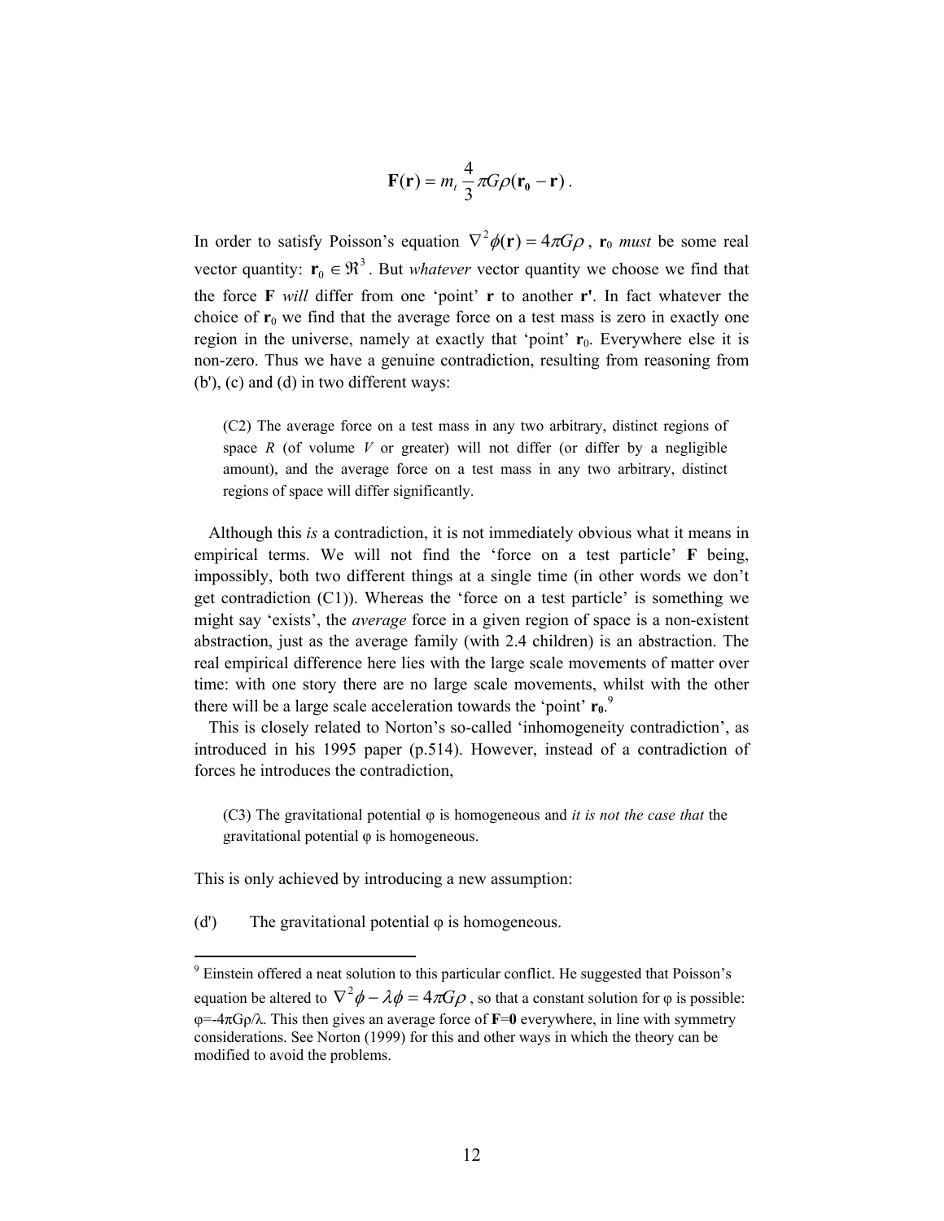$$\mathbf{F}(\mathbf{r}) = m_t \frac{4}{3}\pi G\rho(\mathbf{r_0} - \mathbf{r}) .$$

In order to satisfy Poisson's equation $\nabla^2\phi(\mathbf{r}) = 4\pi G\rho$, $\mathbf{r}_0$ *must* be some real vector quantity: $\mathbf{r}_0 \in \Re^3$. But *whatever* vector quantity we choose we find that the force **F** *will* differ from one 'point' **r** to another **r'**. In fact whatever the choice of $\mathbf{r}_0$ we find that the average force on a test mass is zero in exactly one region in the universe, namely at exactly that 'point' $\mathbf{r}_0$. Everywhere else it is non-zero. Thus we have a genuine contradiction, resulting from reasoning from (b'), (c) and (d) in two different ways:

> (C2) The average force on a test mass in any two arbitrary, distinct regions of space *R* (of volume *V* or greater) will not differ (or differ by a negligible amount), and the average force on a test mass in any two arbitrary, distinct regions of space will differ significantly.

Although this *is* a contradiction, it is not immediately obvious what it means in empirical terms. We will not find the 'force on a test particle' **F** being, impossibly, both two different things at a single time (in other words we don't get contradiction (C1)). Whereas the 'force on a test particle' is something we might say 'exists', the *average* force in a given region of space is a non-existent abstraction, just as the average family (with 2.4 children) is an abstraction. The real empirical difference here lies with the large scale movements of matter over time: with one story there are no large scale movements, whilst with the other there will be a large scale acceleration towards the 'point' $\mathbf{r_0}$.[9]

This is closely related to Norton's so-called 'inhomogeneity contradiction', as introduced in his 1995 paper (p.514). However, instead of a contradiction of forces he introduces the contradiction,

> (C3) The gravitational potential φ is homogeneous and *it is not the case that* the gravitational potential φ is homogeneous.

This is only achieved by introducing a new assumption:

(d') The gravitational potential φ is homogeneous.

---

[9] Einstein offered a neat solution to this particular conflict. He suggested that Poisson's equation be altered to $\nabla^2\phi - \lambda\phi = 4\pi G\rho$, so that a constant solution for φ is possible: $\varphi = -4\pi G\rho/\lambda$. This then gives an average force of $\mathbf{F}=\mathbf{0}$ everywhere, in line with symmetry considerations. See Norton (1999) for this and other ways in which the theory can be modified to avoid the problems.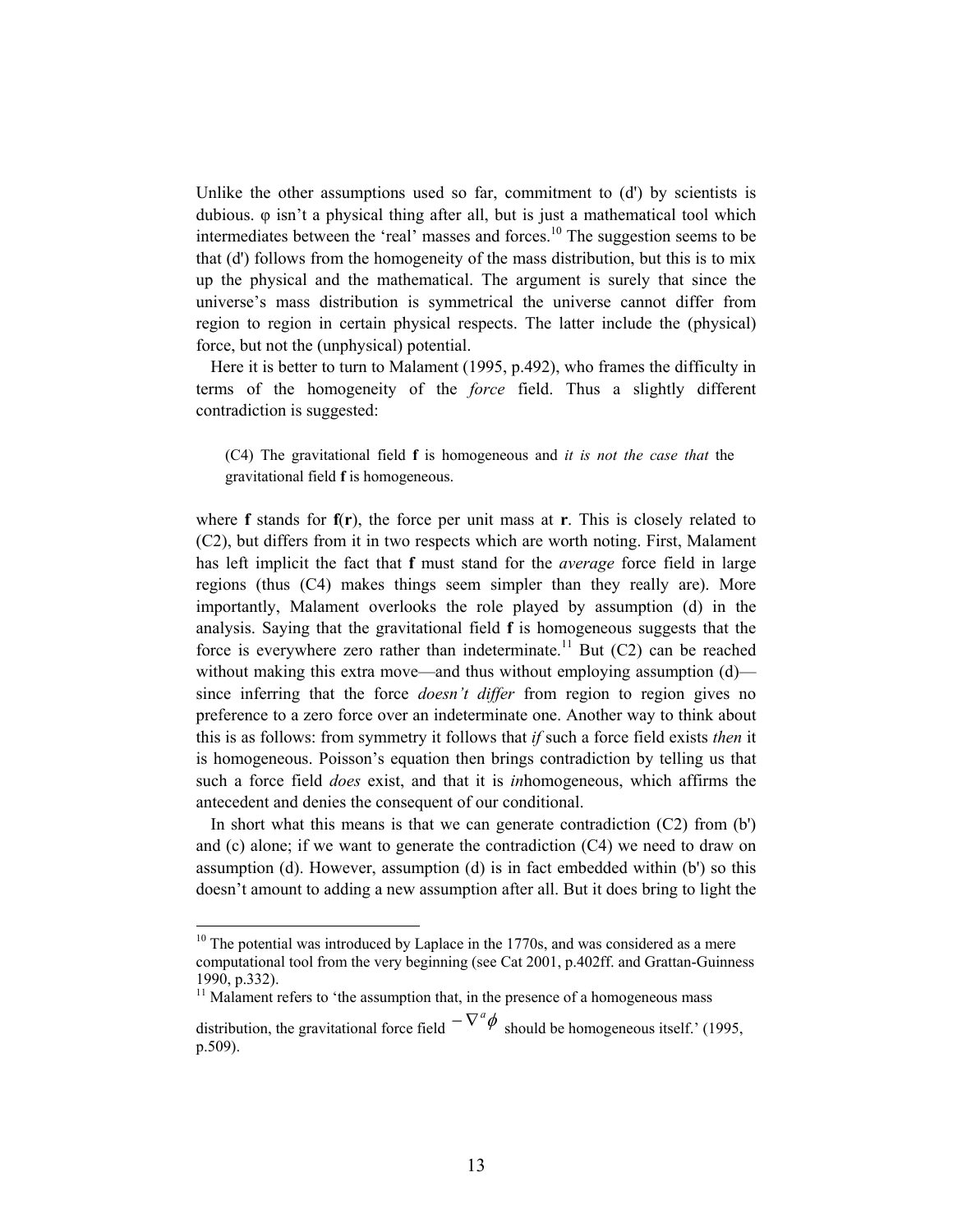Unlike the other assumptions used so far, commitment to (d') by scientists is dubious. φ isn't a physical thing after all, but is just a mathematical tool which intermediates between the 'real' masses and forces.[10] The suggestion seems to be that (d') follows from the homogeneity of the mass distribution, but this is to mix up the physical and the mathematical. The argument is surely that since the universe's mass distribution is symmetrical the universe cannot differ from region to region in certain physical respects. The latter include the (physical) force, but not the (unphysical) potential.

Here it is better to turn to Malament (1995, p.492), who frames the difficulty in terms of the homogeneity of the *force* field. Thus a slightly different contradiction is suggested:

> (C4) The gravitational field **f** is homogeneous and *it is not the case that* the gravitational field **f** is homogeneous.

where **f** stands for **f**(**r**), the force per unit mass at **r**. This is closely related to (C2), but differs from it in two respects which are worth noting. First, Malament has left implicit the fact that **f** must stand for the *average* force field in large regions (thus (C4) makes things seem simpler than they really are). More importantly, Malament overlooks the role played by assumption (d) in the analysis. Saying that the gravitational field **f** is homogeneous suggests that the force is everywhere zero rather than indeterminate.[11] But (C2) can be reached without making this extra move—and thus without employing assumption (d)—since inferring that the force *doesn't differ* from region to region gives no preference to a zero force over an indeterminate one. Another way to think about this is as follows: from symmetry it follows that *if* such a force field exists *then* it is homogeneous. Poisson's equation then brings contradiction by telling us that such a force field *does* exist, and that it is *in*homogeneous, which affirms the antecedent and denies the consequent of our conditional.

In short what this means is that we can generate contradiction (C2) from (b') and (c) alone; if we want to generate the contradiction (C4) we need to draw on assumption (d). However, assumption (d) is in fact embedded within (b') so this doesn't amount to adding a new assumption after all. But it does bring to light the

---

[10] The potential was introduced by Laplace in the 1770s, and was considered as a mere computational tool from the very beginning (see Cat 2001, p.402ff. and Grattan-Guinness 1990, p.332).

[11] Malament refers to 'the assumption that, in the presence of a homogeneous mass distribution, the gravitational force field $-\nabla^a \phi$ should be homogeneous itself.' (1995, p.509).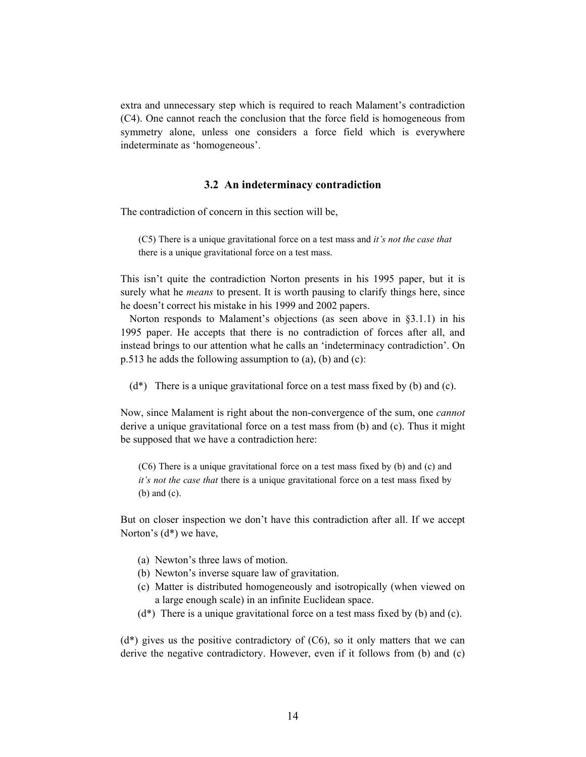extra and unnecessary step which is required to reach Malament's contradiction (C4). One cannot reach the conclusion that the force field is homogeneous from symmetry alone, unless one considers a force field which is everywhere indeterminate as 'homogeneous'.

### 3.2 An indeterminacy contradiction

The contradiction of concern in this section will be,

> (C5) There is a unique gravitational force on a test mass and *it's not the case that* there is a unique gravitational force on a test mass.

This isn't quite the contradiction Norton presents in his 1995 paper, but it is surely what he *means* to present. It is worth pausing to clarify things here, since he doesn't correct his mistake in his 1999 and 2002 papers.

Norton responds to Malament's objections (as seen above in §3.1.1) in his 1995 paper. He accepts that there is no contradiction of forces after all, and instead brings to our attention what he calls an 'indeterminacy contradiction'. On p.513 he adds the following assumption to (a), (b) and (c):

(d*) There is a unique gravitational force on a test mass fixed by (b) and (c).

Now, since Malament is right about the non-convergence of the sum, one *cannot* derive a unique gravitational force on a test mass from (b) and (c). Thus it might be supposed that we have a contradiction here:

> (C6) There is a unique gravitational force on a test mass fixed by (b) and (c) and *it's not the case that* there is a unique gravitational force on a test mass fixed by (b) and (c).

But on closer inspection we don't have this contradiction after all. If we accept Norton's (d*) we have,

(a) Newton's three laws of motion.
(b) Newton's inverse square law of gravitation.
(c) Matter is distributed homogeneously and isotropically (when viewed on a large enough scale) in an infinite Euclidean space.
(d*) There is a unique gravitational force on a test mass fixed by (b) and (c).

(d*) gives us the positive contradictory of (C6), so it only matters that we can derive the negative contradictory. However, even if it follows from (b) and (c)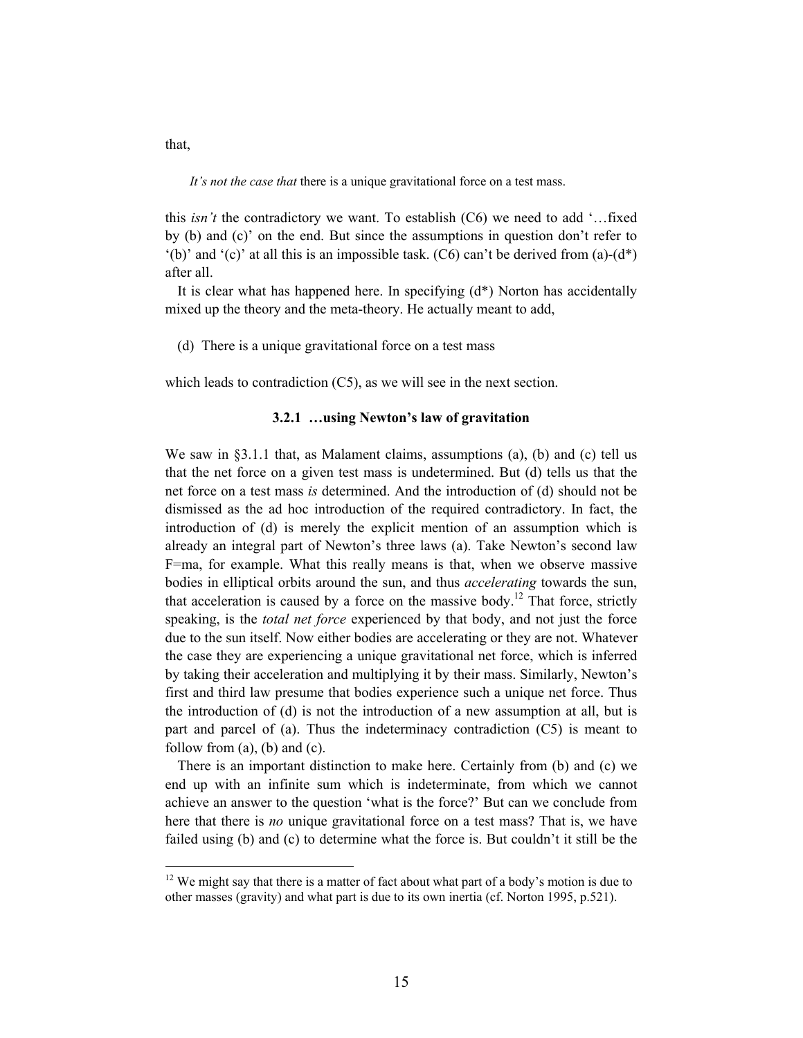that,

*It's not the case that* there is a unique gravitational force on a test mass.

this *isn't* the contradictory we want. To establish (C6) we need to add '…fixed by (b) and (c)' on the end. But since the assumptions in question don't refer to '(b)' and '(c)' at all this is an impossible task. (C6) can't be derived from (a)-(d*) after all.

It is clear what has happened here. In specifying (d*) Norton has accidentally mixed up the theory and the meta-theory. He actually meant to add,

(d) There is a unique gravitational force on a test mass

which leads to contradiction (C5), as we will see in the next section.

### 3.2.1 …using Newton's law of gravitation

We saw in §3.1.1 that, as Malament claims, assumptions (a), (b) and (c) tell us that the net force on a given test mass is undetermined. But (d) tells us that the net force on a test mass *is* determined. And the introduction of (d) should not be dismissed as the ad hoc introduction of the required contradictory. In fact, the introduction of (d) is merely the explicit mention of an assumption which is already an integral part of Newton's three laws (a). Take Newton's second law F=ma, for example. What this really means is that, when we observe massive bodies in elliptical orbits around the sun, and thus *accelerating* towards the sun, that acceleration is caused by a force on the massive body.[12] That force, strictly speaking, is the *total net force* experienced by that body, and not just the force due to the sun itself. Now either bodies are accelerating or they are not. Whatever the case they are experiencing a unique gravitational net force, which is inferred by taking their acceleration and multiplying it by their mass. Similarly, Newton's first and third law presume that bodies experience such a unique net force. Thus the introduction of (d) is not the introduction of a new assumption at all, but is part and parcel of (a). Thus the indeterminacy contradiction (C5) is meant to follow from (a), (b) and (c).

There is an important distinction to make here. Certainly from (b) and (c) we end up with an infinite sum which is indeterminate, from which we cannot achieve an answer to the question 'what is the force?' But can we conclude from here that there is *no* unique gravitational force on a test mass? That is, we have failed using (b) and (c) to determine what the force is. But couldn't it still be the

[12] We might say that there is a matter of fact about what part of a body's motion is due to other masses (gravity) and what part is due to its own inertia (cf. Norton 1995, p.521).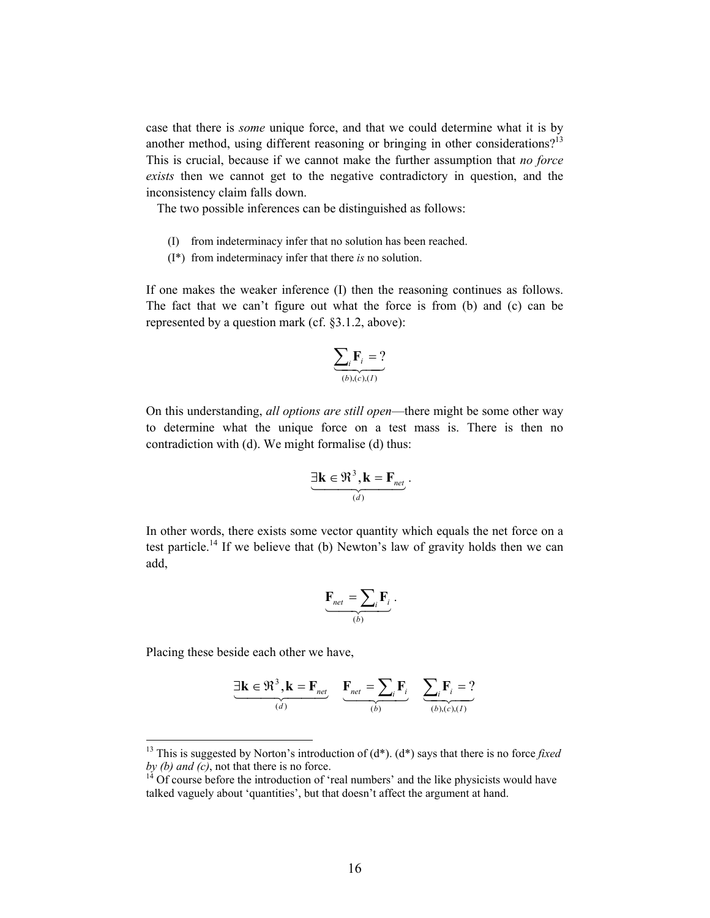case that there is *some* unique force, and that we could determine what it is by another method, using different reasoning or bringing in other considerations?[13] This is crucial, because if we cannot make the further assumption that *no force exists* then we cannot get to the negative contradictory in question, and the inconsistency claim falls down.

The two possible inferences can be distinguished as follows:

- (I) from indeterminacy infer that no solution has been reached.
- (I*) from indeterminacy infer that there *is* no solution.

If one makes the weaker inference (I) then the reasoning continues as follows. The fact that we can't figure out what the force is from (b) and (c) can be represented by a question mark (cf. §3.1.2, above):

$$\underbrace{\sum_i \mathbf{F}_i = ?}_{(b),(c),(I)}$$

On this understanding, *all options are still open*—there might be some other way to determine what the unique force on a test mass is. There is then no contradiction with (d). We might formalise (d) thus:

$$\underbrace{\exists \mathbf{k} \in \Re^3, \mathbf{k} = \mathbf{F}_{net}}_{(d)}.$$

In other words, there exists some vector quantity which equals the net force on a test particle.[14] If we believe that (b) Newton's law of gravity holds then we can add,

$$\underbrace{\mathbf{F}_{net} = \sum_i \mathbf{F}_i}_{(b)}.$$

Placing these beside each other we have,

$$\underbrace{\exists \mathbf{k} \in \Re^3, \mathbf{k} = \mathbf{F}_{net}}_{(d)} \quad \underbrace{\mathbf{F}_{net} = \sum_i \mathbf{F}_i}_{(b)} \quad \underbrace{\sum_i \mathbf{F}_i = ?}_{(b),(c),(I)}$$

---

[13] This is suggested by Norton's introduction of (d*). (d*) says that there is no force *fixed by (b) and (c)*, not that there is no force.

[14] Of course before the introduction of 'real numbers' and the like physicists would have talked vaguely about 'quantities', but that doesn't affect the argument at hand.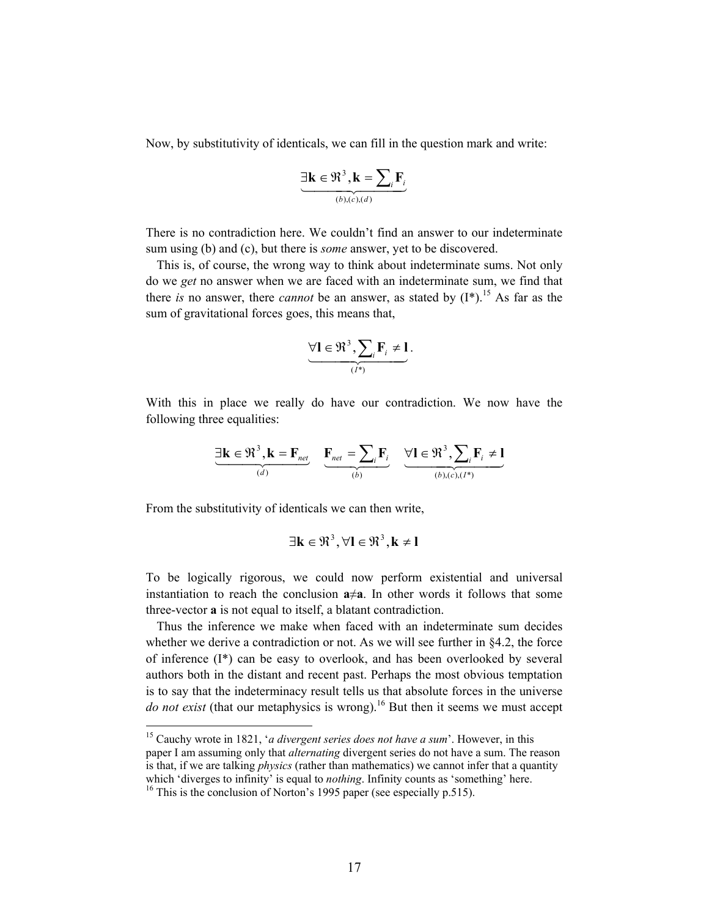Now, by substitutivity of identicals, we can fill in the question mark and write:

$$\underbrace{\exists \mathbf{k} \in \Re^3, \mathbf{k} = \sum_i \mathbf{F}_i}_{(b),(c),(d)}$$

There is no contradiction here. We couldn't find an answer to our indeterminate sum using (b) and (c), but there is *some* answer, yet to be discovered.

This is, of course, the wrong way to think about indeterminate sums. Not only do we *get* no answer when we are faced with an indeterminate sum, we find that there *is* no answer, there *cannot* be an answer, as stated by (I*).[15] As far as the sum of gravitational forces goes, this means that,

$$\underbrace{\forall \mathbf{l} \in \Re^3, \sum_i \mathbf{F}_i \neq \mathbf{l}}_{(I^*)}.$$

With this in place we really do have our contradiction. We now have the following three equalities:

$$\underbrace{\exists \mathbf{k} \in \Re^3, \mathbf{k} = \mathbf{F}_{net}}_{(d)} \quad \underbrace{\mathbf{F}_{net} = \sum_i \mathbf{F}_i}_{(b)} \quad \underbrace{\forall \mathbf{l} \in \Re^3, \sum_i \mathbf{F}_i \neq \mathbf{l}}_{(b),(c),(I^*)}$$

From the substitutivity of identicals we can then write,

$$\exists \mathbf{k} \in \Re^3, \forall \mathbf{l} \in \Re^3, \mathbf{k} \neq \mathbf{l}$$

To be logically rigorous, we could now perform existential and universal instantiation to reach the conclusion $\mathbf{a} \neq \mathbf{a}$. In other words it follows that some three-vector $\mathbf{a}$ is not equal to itself, a blatant contradiction.

Thus the inference we make when faced with an indeterminate sum decides whether we derive a contradiction or not. As we will see further in §4.2, the force of inference (I*) can be easy to overlook, and has been overlooked by several authors both in the distant and recent past. Perhaps the most obvious temptation is to say that the indeterminacy result tells us that absolute forces in the universe *do not exist* (that our metaphysics is wrong).[16] But then it seems we must accept

---

[15] Cauchy wrote in 1821, '*a divergent series does not have a sum*'. However, in this paper I am assuming only that *alternating* divergent series do not have a sum. The reason is that, if we are talking *physics* (rather than mathematics) we cannot infer that a quantity which 'diverges to infinity' is equal to *nothing*. Infinity counts as 'something' here.

[16] This is the conclusion of Norton's 1995 paper (see especially p.515).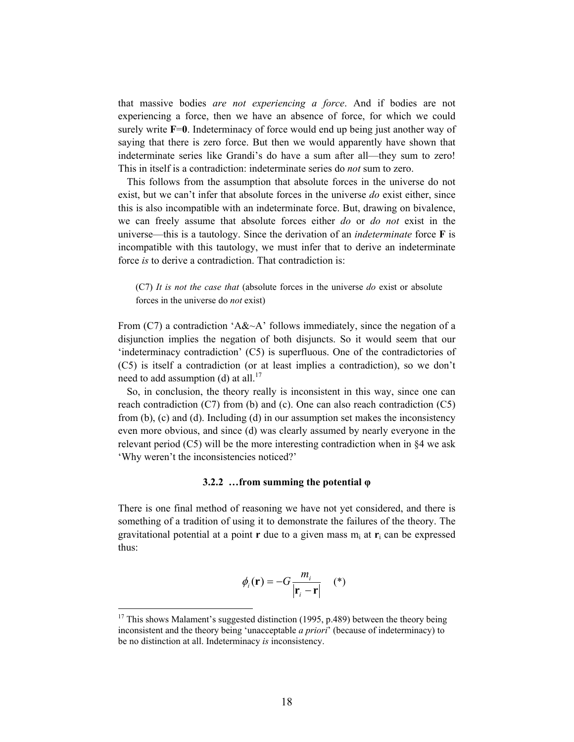that massive bodies *are not experiencing a force*. And if bodies are not experiencing a force, then we have an absence of force, for which we could surely write **F**=**0**. Indeterminacy of force would end up being just another way of saying that there is zero force. But then we would apparently have shown that indeterminate series like Grandi's do have a sum after all—they sum to zero! This in itself is a contradiction: indeterminate series do *not* sum to zero.

This follows from the assumption that absolute forces in the universe do not exist, but we can't infer that absolute forces in the universe *do* exist either, since this is also incompatible with an indeterminate force. But, drawing on bivalence, we can freely assume that absolute forces either *do* or *do not* exist in the universe—this is a tautology. Since the derivation of an *indeterminate* force **F** is incompatible with this tautology, we must infer that to derive an indeterminate force *is* to derive a contradiction. That contradiction is:

> (C7) *It is not the case that* (absolute forces in the universe *do* exist or absolute forces in the universe do *not* exist)

From (C7) a contradiction 'A&~A' follows immediately, since the negation of a disjunction implies the negation of both disjuncts. So it would seem that our 'indeterminacy contradiction' (C5) is superfluous. One of the contradictories of (C5) is itself a contradiction (or at least implies a contradiction), so we don't need to add assumption (d) at all.[17]

So, in conclusion, the theory really is inconsistent in this way, since one can reach contradiction (C7) from (b) and (c). One can also reach contradiction (C5) from (b), (c) and (d). Including (d) in our assumption set makes the inconsistency even more obvious, and since (d) was clearly assumed by nearly everyone in the relevant period (C5) will be the more interesting contradiction when in §4 we ask 'Why weren't the inconsistencies noticed?'

#### 3.2.2 …from summing the potential φ

There is one final method of reasoning we have not yet considered, and there is something of a tradition of using it to demonstrate the failures of the theory. The gravitational potential at a point **r** due to a given mass $m_i$ at $\mathbf{r}_i$ can be expressed thus:

$$\phi_i(\mathbf{r}) = -G\frac{m_i}{|\mathbf{r}_i - \mathbf{r}|} \quad (*)$$

[17] This shows Malament's suggested distinction (1995, p.489) between the theory being inconsistent and the theory being 'unacceptable *a priori*' (because of indeterminacy) to be no distinction at all. Indeterminacy *is* inconsistency.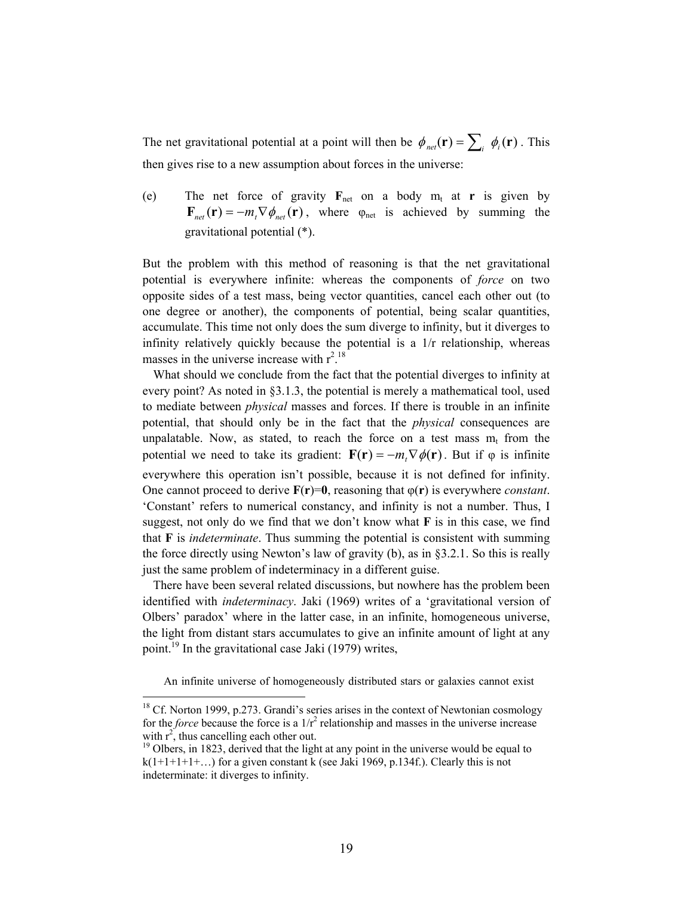The net gravitational potential at a point will then be $\phi_{net}(\mathbf{r}) = \sum_i \phi_i(\mathbf{r})$. This then gives rise to a new assumption about forces in the universe:

(e) The net force of gravity $\mathbf{F}_{net}$ on a body $m_t$ at $\mathbf{r}$ is given by $\mathbf{F}_{net}(\mathbf{r}) = -m_t \nabla \phi_{net}(\mathbf{r})$, where $\varphi_{net}$ is achieved by summing the gravitational potential (*).

But the problem with this method of reasoning is that the net gravitational potential is everywhere infinite: whereas the components of *force* on two opposite sides of a test mass, being vector quantities, cancel each other out (to one degree or another), the components of potential, being scalar quantities, accumulate. This time not only does the sum diverge to infinity, but it diverges to infinity relatively quickly because the potential is a 1/r relationship, whereas masses in the universe increase with $r^2$.[18]

What should we conclude from the fact that the potential diverges to infinity at every point? As noted in §3.1.3, the potential is merely a mathematical tool, used to mediate between *physical* masses and forces. If there is trouble in an infinite potential, that should only be in the fact that the *physical* consequences are unpalatable. Now, as stated, to reach the force on a test mass $m_t$ from the potential we need to take its gradient: $\mathbf{F}(\mathbf{r}) = -m_t \nabla \phi(\mathbf{r})$. But if φ is infinite everywhere this operation isn't possible, because it is not defined for infinity. One cannot proceed to derive $\mathbf{F}(\mathbf{r})=\mathbf{0}$, reasoning that $\varphi(\mathbf{r})$ is everywhere *constant*. 'Constant' refers to numerical constancy, and infinity is not a number. Thus, I suggest, not only do we find that we don't know what **F** is in this case, we find that **F** is *indeterminate*. Thus summing the potential is consistent with summing the force directly using Newton's law of gravity (b), as in §3.2.1. So this is really just the same problem of indeterminacy in a different guise.

There have been several related discussions, but nowhere has the problem been identified with *indeterminacy*. Jaki (1969) writes of a 'gravitational version of Olbers' paradox' where in the latter case, in an infinite, homogeneous universe, the light from distant stars accumulates to give an infinite amount of light at any point.[19] In the gravitational case Jaki (1979) writes,

> An infinite universe of homogeneously distributed stars or galaxies cannot exist

---

[18] Cf. Norton 1999, p.273. Grandi's series arises in the context of Newtonian cosmology for the *force* because the force is a $1/r^2$ relationship and masses in the universe increase with $r^2$, thus cancelling each other out.

[19] Olbers, in 1823, derived that the light at any point in the universe would be equal to k(1+1+1+1+…) for a given constant k (see Jaki 1969, p.134f.). Clearly this is not indeterminate: it diverges to infinity.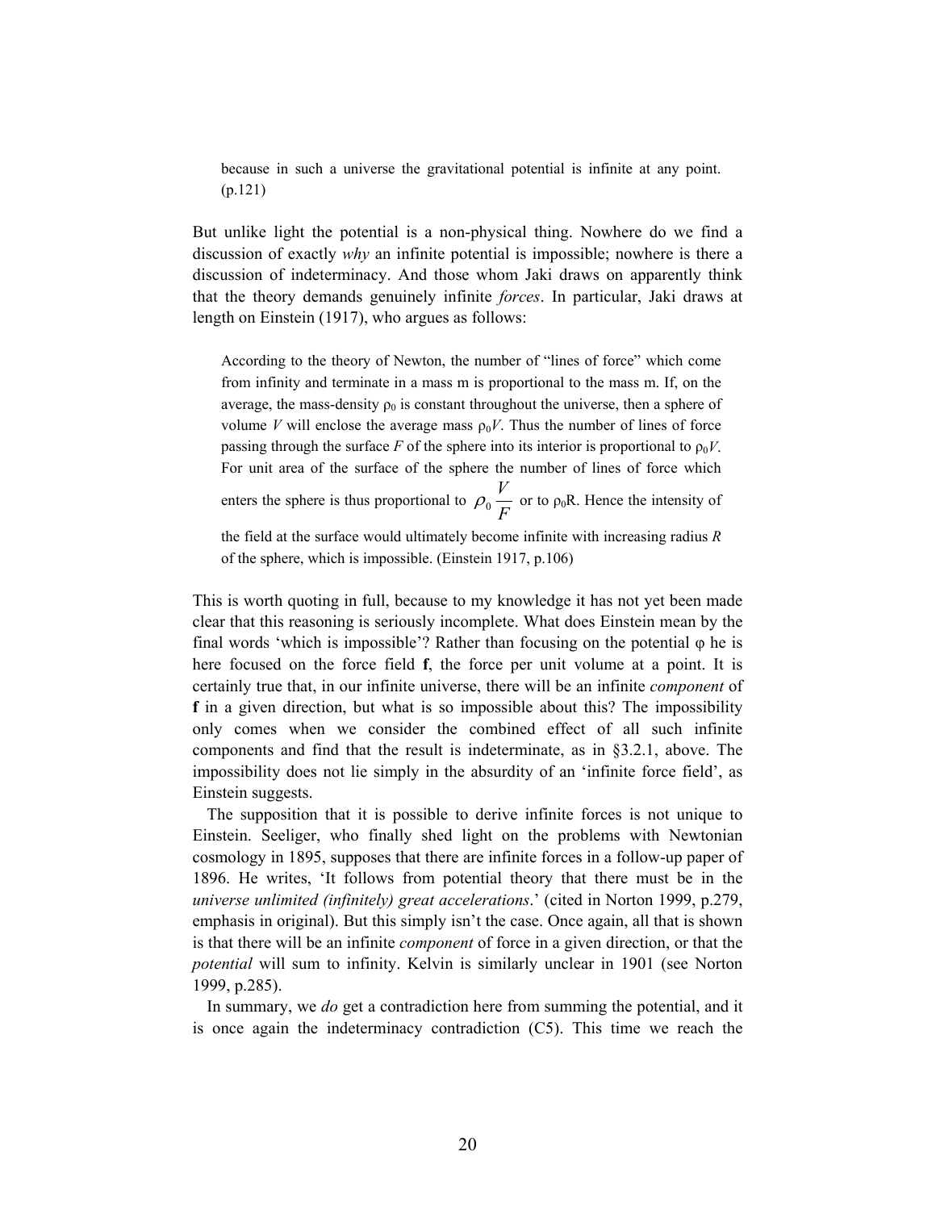> because in such a universe the gravitational potential is infinite at any point. (p.121)

But unlike light the potential is a non-physical thing. Nowhere do we find a discussion of exactly *why* an infinite potential is impossible; nowhere is there a discussion of indeterminacy. And those whom Jaki draws on apparently think that the theory demands genuinely infinite *forces*. In particular, Jaki draws at length on Einstein (1917), who argues as follows:

> According to the theory of Newton, the number of "lines of force" which come from infinity and terminate in a mass m is proportional to the mass m. If, on the average, the mass-density $\rho_0$ is constant throughout the universe, then a sphere of volume $V$ will enclose the average mass $\rho_0 V$. Thus the number of lines of force passing through the surface $F$ of the sphere into its interior is proportional to $\rho_0 V$. For unit area of the surface of the sphere the number of lines of force which enters the sphere is thus proportional to $\rho_0 \frac{V}{F}$ or to $\rho_0 R$. Hence the intensity of the field at the surface would ultimately become infinite with increasing radius $R$ of the sphere, which is impossible. (Einstein 1917, p.106)

This is worth quoting in full, because to my knowledge it has not yet been made clear that this reasoning is seriously incomplete. What does Einstein mean by the final words 'which is impossible'? Rather than focusing on the potential $\varphi$ he is here focused on the force field $\mathbf{f}$, the force per unit volume at a point. It is certainly true that, in our infinite universe, there will be an infinite *component* of $\mathbf{f}$ in a given direction, but what is so impossible about this? The impossibility only comes when we consider the combined effect of all such infinite components and find that the result is indeterminate, as in §3.2.1, above. The impossibility does not lie simply in the absurdity of an 'infinite force field', as Einstein suggests.

The supposition that it is possible to derive infinite forces is not unique to Einstein. Seeliger, who finally shed light on the problems with Newtonian cosmology in 1895, supposes that there are infinite forces in a follow-up paper of 1896. He writes, 'It follows from potential theory that there must be in the *universe unlimited (infinitely) great accelerations*.' (cited in Norton 1999, p.279, emphasis in original). But this simply isn't the case. Once again, all that is shown is that there will be an infinite *component* of force in a given direction, or that the *potential* will sum to infinity. Kelvin is similarly unclear in 1901 (see Norton 1999, p.285).

In summary, we *do* get a contradiction here from summing the potential, and it is once again the indeterminacy contradiction (C5). This time we reach the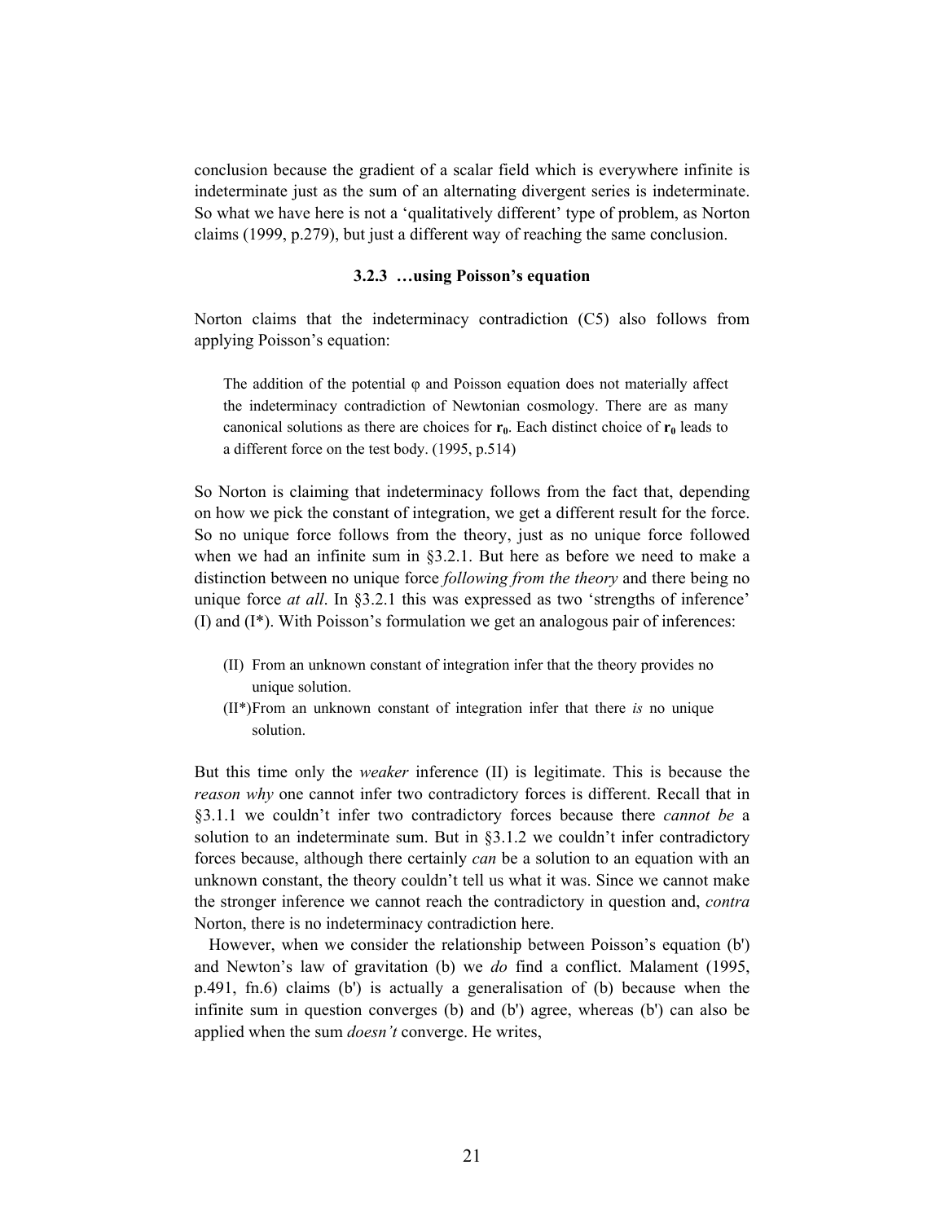conclusion because the gradient of a scalar field which is everywhere infinite is indeterminate just as the sum of an alternating divergent series is indeterminate. So what we have here is not a 'qualitatively different' type of problem, as Norton claims (1999, p.279), but just a different way of reaching the same conclusion.

### 3.2.3 …using Poisson's equation

Norton claims that the indeterminacy contradiction (C5) also follows from applying Poisson's equation:

> The addition of the potential φ and Poisson equation does not materially affect the indeterminacy contradiction of Newtonian cosmology. There are as many canonical solutions as there are choices for $\mathbf{r_0}$. Each distinct choice of $\mathbf{r_0}$ leads to a different force on the test body. (1995, p.514)

So Norton is claiming that indeterminacy follows from the fact that, depending on how we pick the constant of integration, we get a different result for the force. So no unique force follows from the theory, just as no unique force followed when we had an infinite sum in §3.2.1. But here as before we need to make a distinction between no unique force *following from the theory* and there being no unique force *at all*. In §3.2.1 this was expressed as two 'strengths of inference' (I) and (I*). With Poisson's formulation we get an analogous pair of inferences:

- (II) From an unknown constant of integration infer that the theory provides no unique solution.
- (II*) From an unknown constant of integration infer that there *is* no unique solution.

But this time only the *weaker* inference (II) is legitimate. This is because the *reason why* one cannot infer two contradictory forces is different. Recall that in §3.1.1 we couldn't infer two contradictory forces because there *cannot be* a solution to an indeterminate sum. But in §3.1.2 we couldn't infer contradictory forces because, although there certainly *can* be a solution to an equation with an unknown constant, the theory couldn't tell us what it was. Since we cannot make the stronger inference we cannot reach the contradictory in question and, *contra* Norton, there is no indeterminacy contradiction here.

However, when we consider the relationship between Poisson's equation (b') and Newton's law of gravitation (b) we *do* find a conflict. Malament (1995, p.491, fn.6) claims (b') is actually a generalisation of (b) because when the infinite sum in question converges (b) and (b') agree, whereas (b') can also be applied when the sum *doesn't* converge. He writes,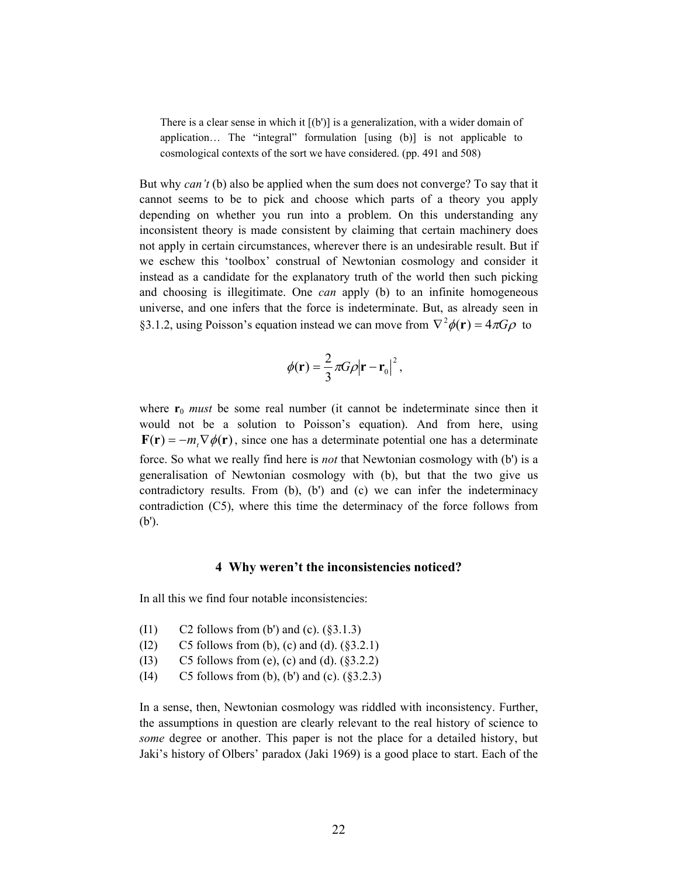> There is a clear sense in which it [(b')] is a generalization, with a wider domain of application… The "integral" formulation [using (b)] is not applicable to cosmological contexts of the sort we have considered. (pp. 491 and 508)

But why *can't* (b) also be applied when the sum does not converge? To say that it cannot seems to be to pick and choose which parts of a theory you apply depending on whether you run into a problem. On this understanding any inconsistent theory is made consistent by claiming that certain machinery does not apply in certain circumstances, wherever there is an undesirable result. But if we eschew this 'toolbox' construal of Newtonian cosmology and consider it instead as a candidate for the explanatory truth of the world then such picking and choosing is illegitimate. One *can* apply (b) to an infinite homogeneous universe, and one infers that the force is indeterminate. But, as already seen in §3.1.2, using Poisson's equation instead we can move from $\nabla^2\phi(\mathbf{r}) = 4\pi G\rho$ to

$$\phi(\mathbf{r}) = \frac{2}{3}\pi G\rho\left|\mathbf{r} - \mathbf{r}_0\right|^2,$$

where $\mathbf{r}_0$ *must* be some real number (it cannot be indeterminate since then it would not be a solution to Poisson's equation). And from here, using $\mathbf{F}(\mathbf{r}) = -m_t\nabla\phi(\mathbf{r})$, since one has a determinate potential one has a determinate force. So what we really find here is *not* that Newtonian cosmology with (b') is a generalisation of Newtonian cosmology with (b), but that the two give us contradictory results. From (b), (b') and (c) we can infer the indeterminacy contradiction (C5), where this time the determinacy of the force follows from (b').

## 4 Why weren't the inconsistencies noticed?

In all this we find four notable inconsistencies:

- (I1) C2 follows from (b') and (c). (§3.1.3)
- (I2) C5 follows from (b), (c) and (d). (§3.2.1)
- (I3) C5 follows from (e), (c) and (d). (§3.2.2)
- (I4) C5 follows from (b), (b') and (c). (§3.2.3)

In a sense, then, Newtonian cosmology was riddled with inconsistency. Further, the assumptions in question are clearly relevant to the real history of science to *some* degree or another. This paper is not the place for a detailed history, but Jaki's history of Olbers' paradox (Jaki 1969) is a good place to start. Each of the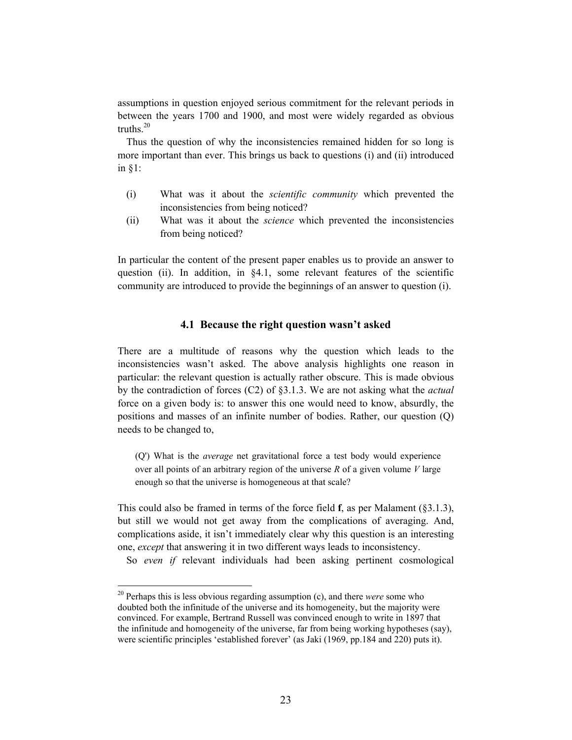assumptions in question enjoyed serious commitment for the relevant periods in between the years 1700 and 1900, and most were widely regarded as obvious truths.[20]

Thus the question of why the inconsistencies remained hidden for so long is more important than ever. This brings us back to questions (i) and (ii) introduced in §1:

(i) What was it about the *scientific community* which prevented the inconsistencies from being noticed?

(ii) What was it about the *science* which prevented the inconsistencies from being noticed?

In particular the content of the present paper enables us to provide an answer to question (ii). In addition, in §4.1, some relevant features of the scientific community are introduced to provide the beginnings of an answer to question (i).

### 4.1 Because the right question wasn't asked

There are a multitude of reasons why the question which leads to the inconsistencies wasn't asked. The above analysis highlights one reason in particular: the relevant question is actually rather obscure. This is made obvious by the contradiction of forces (C2) of §3.1.3. We are not asking what the *actual* force on a given body is: to answer this one would need to know, absurdly, the positions and masses of an infinite number of bodies. Rather, our question (Q) needs to be changed to,

> (Q') What is the *average* net gravitational force a test body would experience over all points of an arbitrary region of the universe $R$ of a given volume $V$ large enough so that the universe is homogeneous at that scale?

This could also be framed in terms of the force field $\mathbf{f}$, as per Malament (§3.1.3), but still we would not get away from the complications of averaging. And, complications aside, it isn't immediately clear why this question is an interesting one, *except* that answering it in two different ways leads to inconsistency.

So *even if* relevant individuals had been asking pertinent cosmological

[20] Perhaps this is less obvious regarding assumption (c), and there *were* some who doubted both the infinitude of the universe and its homogeneity, but the majority were convinced. For example, Bertrand Russell was convinced enough to write in 1897 that the infinitude and homogeneity of the universe, far from being working hypotheses (say), were scientific principles 'established forever' (as Jaki (1969, pp.184 and 220) puts it).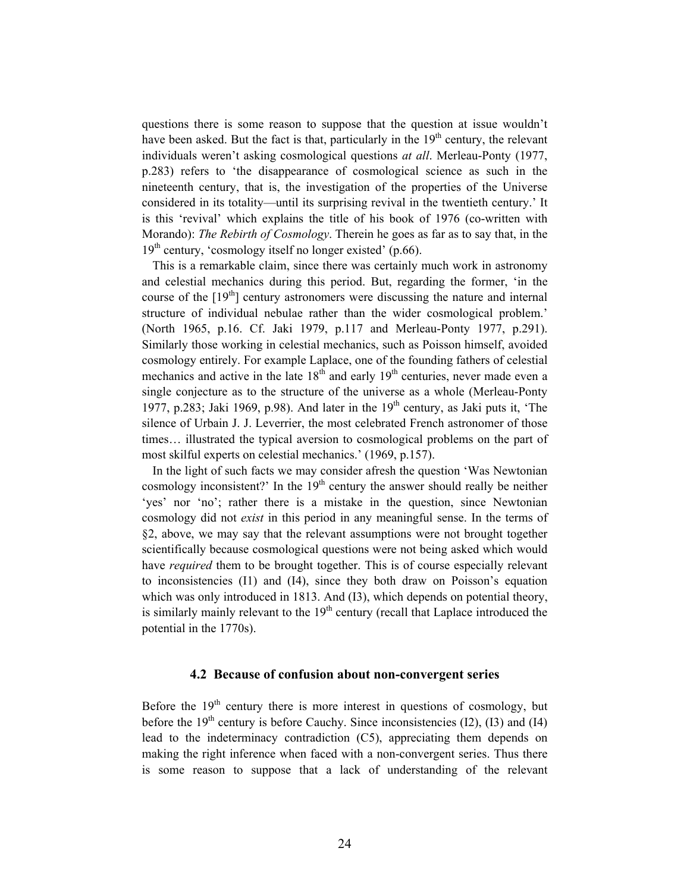questions there is some reason to suppose that the question at issue wouldn't have been asked. But the fact is that, particularly in the 19th century, the relevant individuals weren't asking cosmological questions *at all*. Merleau-Ponty (1977, p.283) refers to 'the disappearance of cosmological science as such in the nineteenth century, that is, the investigation of the properties of the Universe considered in its totality—until its surprising revival in the twentieth century.' It is this 'revival' which explains the title of his book of 1976 (co-written with Morando): *The Rebirth of Cosmology*. Therein he goes as far as to say that, in the 19th century, 'cosmology itself no longer existed' (p.66).

This is a remarkable claim, since there was certainly much work in astronomy and celestial mechanics during this period. But, regarding the former, 'in the course of the [19th] century astronomers were discussing the nature and internal structure of individual nebulae rather than the wider cosmological problem.' (North 1965, p.16. Cf. Jaki 1979, p.117 and Merleau-Ponty 1977, p.291). Similarly those working in celestial mechanics, such as Poisson himself, avoided cosmology entirely. For example Laplace, one of the founding fathers of celestial mechanics and active in the late 18th and early 19th centuries, never made even a single conjecture as to the structure of the universe as a whole (Merleau-Ponty 1977, p.283; Jaki 1969, p.98). And later in the 19th century, as Jaki puts it, 'The silence of Urbain J. J. Leverrier, the most celebrated French astronomer of those times… illustrated the typical aversion to cosmological problems on the part of most skilful experts on celestial mechanics.' (1969, p.157).

In the light of such facts we may consider afresh the question 'Was Newtonian cosmology inconsistent?' In the 19th century the answer should really be neither 'yes' nor 'no'; rather there is a mistake in the question, since Newtonian cosmology did not *exist* in this period in any meaningful sense. In the terms of §2, above, we may say that the relevant assumptions were not brought together scientifically because cosmological questions were not being asked which would have *required* them to be brought together. This is of course especially relevant to inconsistencies (I1) and (I4), since they both draw on Poisson's equation which was only introduced in 1813. And (I3), which depends on potential theory, is similarly mainly relevant to the 19th century (recall that Laplace introduced the potential in the 1770s).

### 4.2 Because of confusion about non-convergent series

Before the 19th century there is more interest in questions of cosmology, but before the 19th century is before Cauchy. Since inconsistencies (I2), (I3) and (I4) lead to the indeterminacy contradiction (C5), appreciating them depends on making the right inference when faced with a non-convergent series. Thus there is some reason to suppose that a lack of understanding of the relevant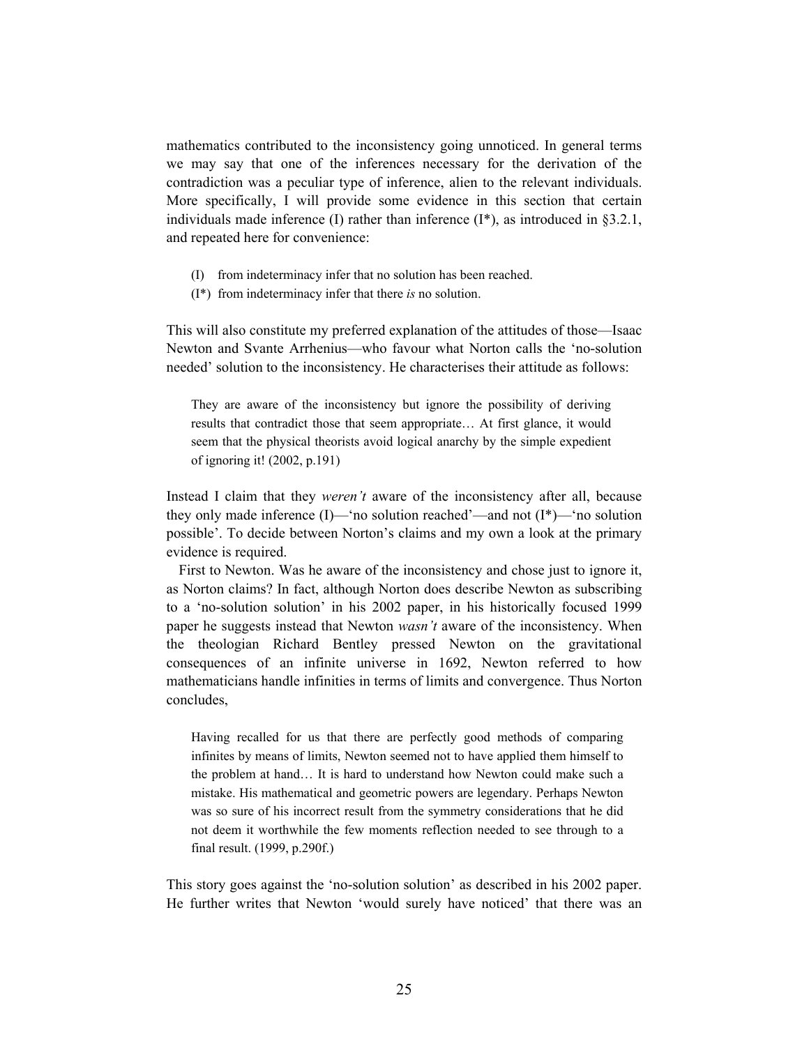mathematics contributed to the inconsistency going unnoticed. In general terms we may say that one of the inferences necessary for the derivation of the contradiction was a peculiar type of inference, alien to the relevant individuals. More specifically, I will provide some evidence in this section that certain individuals made inference (I) rather than inference (I*), as introduced in §3.2.1, and repeated here for convenience:

- (I) from indeterminacy infer that no solution has been reached.
- (I*) from indeterminacy infer that there *is* no solution.

This will also constitute my preferred explanation of the attitudes of those—Isaac Newton and Svante Arrhenius—who favour what Norton calls the 'no-solution needed' solution to the inconsistency. He characterises their attitude as follows:

> They are aware of the inconsistency but ignore the possibility of deriving results that contradict those that seem appropriate… At first glance, it would seem that the physical theorists avoid logical anarchy by the simple expedient of ignoring it! (2002, p.191)

Instead I claim that they *weren't* aware of the inconsistency after all, because they only made inference (I)—'no solution reached'—and not (I*)—'no solution possible'. To decide between Norton's claims and my own a look at the primary evidence is required.

First to Newton. Was he aware of the inconsistency and chose just to ignore it, as Norton claims? In fact, although Norton does describe Newton as subscribing to a 'no-solution solution' in his 2002 paper, in his historically focused 1999 paper he suggests instead that Newton *wasn't* aware of the inconsistency. When the theologian Richard Bentley pressed Newton on the gravitational consequences of an infinite universe in 1692, Newton referred to how mathematicians handle infinities in terms of limits and convergence. Thus Norton concludes,

> Having recalled for us that there are perfectly good methods of comparing infinites by means of limits, Newton seemed not to have applied them himself to the problem at hand… It is hard to understand how Newton could make such a mistake. His mathematical and geometric powers are legendary. Perhaps Newton was so sure of his incorrect result from the symmetry considerations that he did not deem it worthwhile the few moments reflection needed to see through to a final result. (1999, p.290f.)

This story goes against the 'no-solution solution' as described in his 2002 paper. He further writes that Newton 'would surely have noticed' that there was an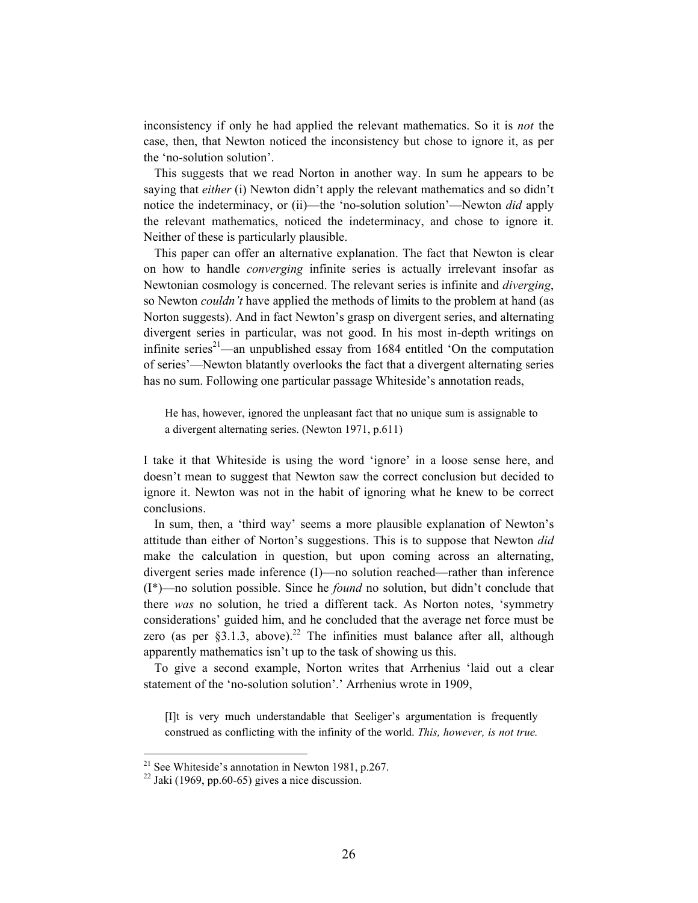inconsistency if only he had applied the relevant mathematics. So it is *not* the case, then, that Newton noticed the inconsistency but chose to ignore it, as per the 'no-solution solution'.

This suggests that we read Norton in another way. In sum he appears to be saying that *either* (i) Newton didn't apply the relevant mathematics and so didn't notice the indeterminacy, or (ii)—the 'no-solution solution'—Newton *did* apply the relevant mathematics, noticed the indeterminacy, and chose to ignore it. Neither of these is particularly plausible.

This paper can offer an alternative explanation. The fact that Newton is clear on how to handle *converging* infinite series is actually irrelevant insofar as Newtonian cosmology is concerned. The relevant series is infinite and *diverging*, so Newton *couldn't* have applied the methods of limits to the problem at hand (as Norton suggests). And in fact Newton's grasp on divergent series, and alternating divergent series in particular, was not good. In his most in-depth writings on infinite series[21]—an unpublished essay from 1684 entitled 'On the computation of series'—Newton blatantly overlooks the fact that a divergent alternating series has no sum. Following one particular passage Whiteside's annotation reads,

> He has, however, ignored the unpleasant fact that no unique sum is assignable to a divergent alternating series. (Newton 1971, p.611)

I take it that Whiteside is using the word 'ignore' in a loose sense here, and doesn't mean to suggest that Newton saw the correct conclusion but decided to ignore it. Newton was not in the habit of ignoring what he knew to be correct conclusions.

In sum, then, a 'third way' seems a more plausible explanation of Newton's attitude than either of Norton's suggestions. This is to suppose that Newton *did* make the calculation in question, but upon coming across an alternating, divergent series made inference (I)—no solution reached—rather than inference (I*)—no solution possible. Since he *found* no solution, but didn't conclude that there *was* no solution, he tried a different tack. As Norton notes, 'symmetry considerations' guided him, and he concluded that the average net force must be zero (as per §3.1.3, above).[22] The infinities must balance after all, although apparently mathematics isn't up to the task of showing us this.

To give a second example, Norton writes that Arrhenius 'laid out a clear statement of the 'no-solution solution'.' Arrhenius wrote in 1909,

> [I]t is very much understandable that Seeliger's argumentation is frequently construed as conflicting with the infinity of the world. *This, however, is not true.*

---

[21] See Whiteside's annotation in Newton 1981, p.267.

[22] Jaki (1969, pp.60-65) gives a nice discussion.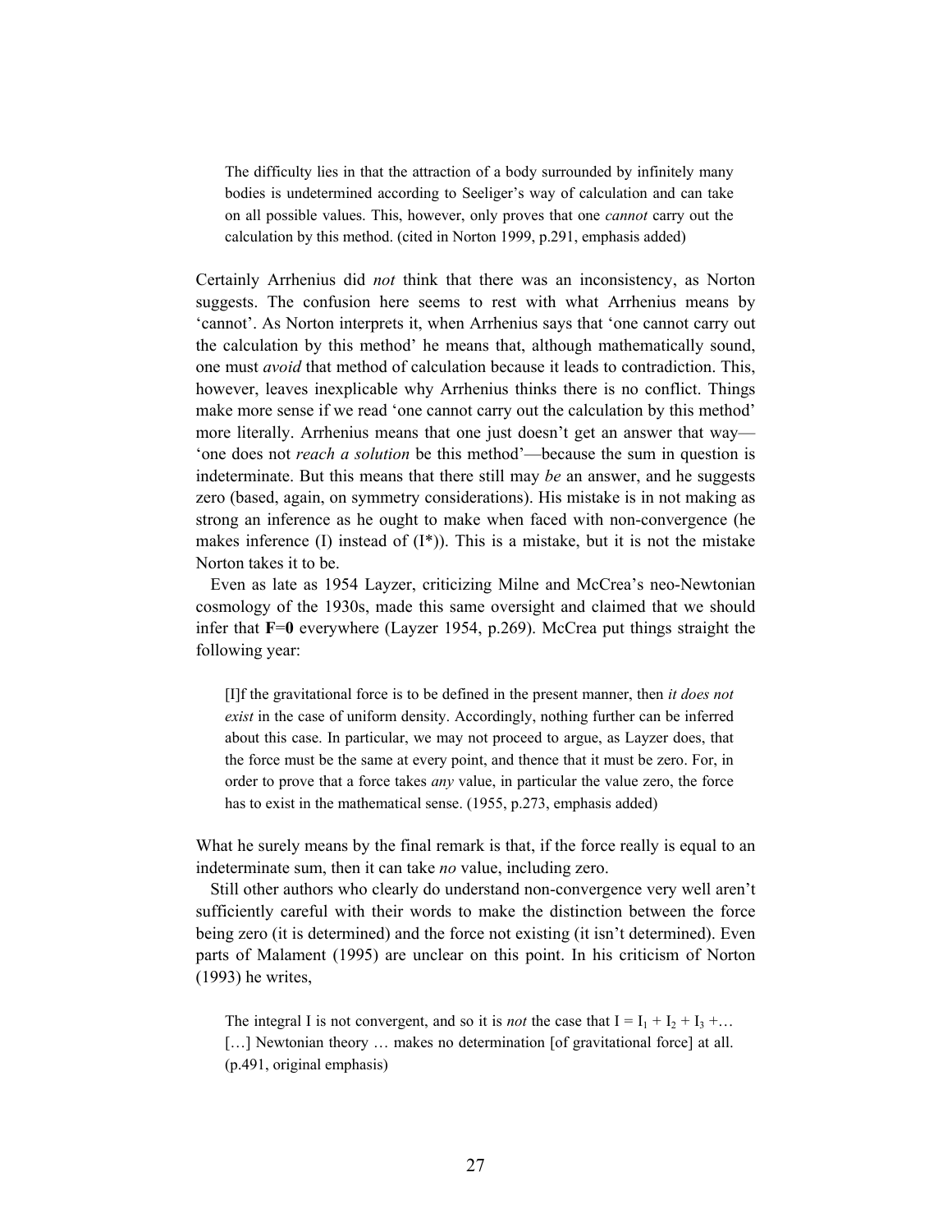> The difficulty lies in that the attraction of a body surrounded by infinitely many bodies is undetermined according to Seeliger's way of calculation and can take on all possible values. This, however, only proves that one *cannot* carry out the calculation by this method. (cited in Norton 1999, p.291, emphasis added)

Certainly Arrhenius did *not* think that there was an inconsistency, as Norton suggests. The confusion here seems to rest with what Arrhenius means by 'cannot'. As Norton interprets it, when Arrhenius says that 'one cannot carry out the calculation by this method' he means that, although mathematically sound, one must *avoid* that method of calculation because it leads to contradiction. This, however, leaves inexplicable why Arrhenius thinks there is no conflict. Things make more sense if we read 'one cannot carry out the calculation by this method' more literally. Arrhenius means that one just doesn't get an answer that way—'one does not *reach a solution* be this method'—because the sum in question is indeterminate. But this means that there still may *be* an answer, and he suggests zero (based, again, on symmetry considerations). His mistake is in not making as strong an inference as he ought to make when faced with non-convergence (he makes inference (I) instead of (I*)). This is a mistake, but it is not the mistake Norton takes it to be.

Even as late as 1954 Layzer, criticizing Milne and McCrea's neo-Newtonian cosmology of the 1930s, made this same oversight and claimed that we should infer that $\mathbf{F}=\mathbf{0}$ everywhere (Layzer 1954, p.269). McCrea put things straight the following year:

> [I]f the gravitational force is to be defined in the present manner, then *it does not exist* in the case of uniform density. Accordingly, nothing further can be inferred about this case. In particular, we may not proceed to argue, as Layzer does, that the force must be the same at every point, and thence that it must be zero. For, in order to prove that a force takes *any* value, in particular the value zero, the force has to exist in the mathematical sense. (1955, p.273, emphasis added)

What he surely means by the final remark is that, if the force really is equal to an indeterminate sum, then it can take *no* value, including zero.

Still other authors who clearly do understand non-convergence very well aren't sufficiently careful with their words to make the distinction between the force being zero (it is determined) and the force not existing (it isn't determined). Even parts of Malament (1995) are unclear on this point. In his criticism of Norton (1993) he writes,

> The integral I is not convergent, and so it is *not* the case that $I = I_1 + I_2 + I_3 + \ldots$ […] Newtonian theory … makes no determination [of gravitational force] at all. (p.491, original emphasis)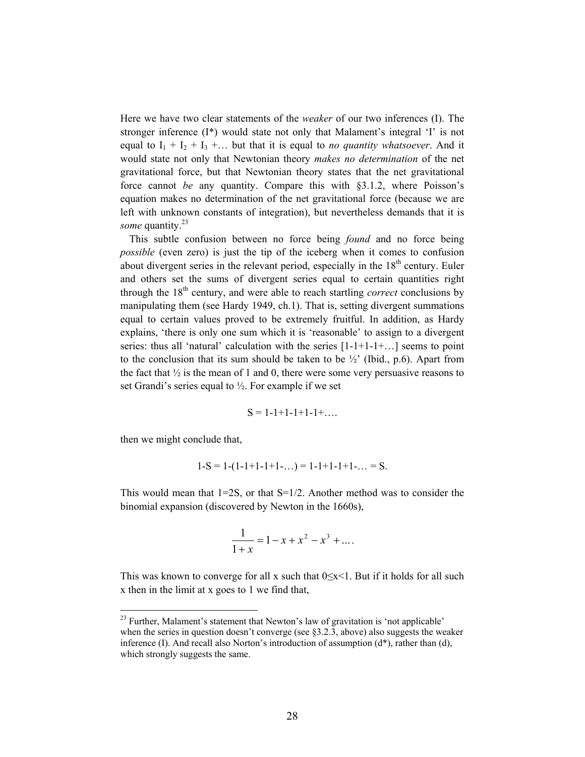Here we have two clear statements of the *weaker* of our two inferences (I). The stronger inference (I*) would state not only that Malament's integral 'I' is not equal to $I_1 + I_2 + I_3 +\ldots$ but that it is equal to *no quantity whatsoever*. And it would state not only that Newtonian theory *makes no determination* of the net gravitational force, but that Newtonian theory states that the net gravitational force cannot *be* any quantity. Compare this with §3.1.2, where Poisson's equation makes no determination of the net gravitational force (because we are left with unknown constants of integration), but nevertheless demands that it is *some* quantity.[23]

This subtle confusion between no force being *found* and no force being *possible* (even zero) is just the tip of the iceberg when it comes to confusion about divergent series in the relevant period, especially in the 18[th] century. Euler and others set the sums of divergent series equal to certain quantities right through the 18[th] century, and were able to reach startling *correct* conclusions by manipulating them (see Hardy 1949, ch.1). That is, setting divergent summations equal to certain values proved to be extremely fruitful. In addition, as Hardy explains, 'there is only one sum which it is 'reasonable' to assign to a divergent series: thus all 'natural' calculation with the series [1-1+1-1+…] seems to point to the conclusion that its sum should be taken to be ½' (Ibid., p.6). Apart from the fact that ½ is the mean of 1 and 0, there were some very persuasive reasons to set Grandi's series equal to ½. For example if we set

$$S = 1-1+1-1+1-1+\ldots.$$

then we might conclude that,

$$1-S = 1-(1-1+1-1+1-\ldots) = 1-1+1-1+1-\ldots = S.$$

This would mean that 1=2S, or that S=1/2. Another method was to consider the binomial expansion (discovered by Newton in the 1660s),

$$\frac{1}{1+x} = 1 - x + x^2 - x^3 + \ldots.$$

This was known to converge for all x such that $0 \leq x < 1$. But if it holds for all such x then in the limit at x goes to 1 we find that,

[23] Further, Malament's statement that Newton's law of gravitation is 'not applicable' when the series in question doesn't converge (see §3.2.3, above) also suggests the weaker inference (I). And recall also Norton's introduction of assumption (d*), rather than (d), which strongly suggests the same.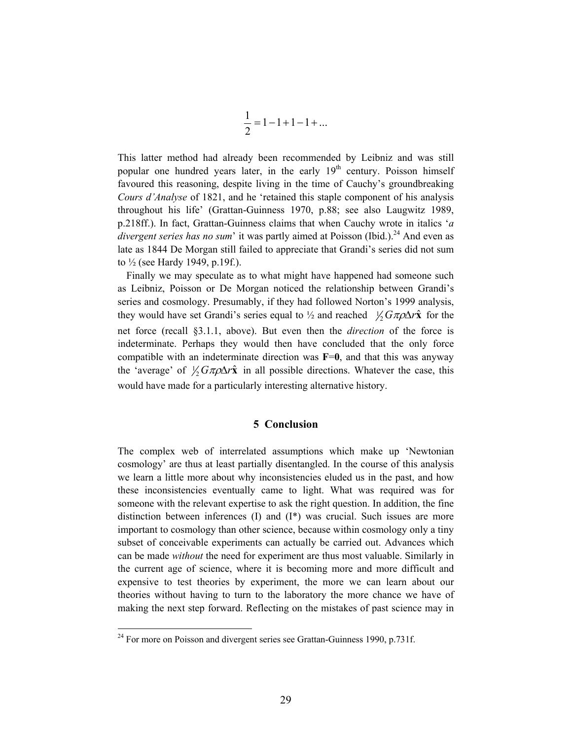$$\frac{1}{2} = 1 - 1 + 1 - 1 + ...$$

This latter method had already been recommended by Leibniz and was still popular one hundred years later, in the early 19th century. Poisson himself favoured this reasoning, despite living in the time of Cauchy's groundbreaking *Cours d'Analyse* of 1821, and he 'retained this staple component of his analysis throughout his life' (Grattan-Guinness 1970, p.88; see also Laugwitz 1989, p.218ff.). In fact, Grattan-Guinness claims that when Cauchy wrote in italics '*a divergent series has no sum*' it was partly aimed at Poisson (Ibid.).[24] And even as late as 1844 De Morgan still failed to appreciate that Grandi's series did not sum to ½ (see Hardy 1949, p.19f.).

Finally we may speculate as to what might have happened had someone such as Leibniz, Poisson or De Morgan noticed the relationship between Grandi's series and cosmology. Presumably, if they had followed Norton's 1999 analysis, they would have set Grandi's series equal to ½ and reached $\frac{1}{2} G\pi\rho\Delta r\hat{\mathbf{x}}$ for the net force (recall §3.1.1, above). But even then the *direction* of the force is indeterminate. Perhaps they would then have concluded that the only force compatible with an indeterminate direction was $\mathbf{F}=\mathbf{0}$, and that this was anyway the 'average' of $\frac{1}{2} G\pi\rho\Delta r\hat{\mathbf{x}}$ in all possible directions. Whatever the case, this would have made for a particularly interesting alternative history.

## 5 Conclusion

The complex web of interrelated assumptions which make up 'Newtonian cosmology' are thus at least partially disentangled. In the course of this analysis we learn a little more about why inconsistencies eluded us in the past, and how these inconsistencies eventually came to light. What was required was for someone with the relevant expertise to ask the right question. In addition, the fine distinction between inferences (I) and (I*) was crucial. Such issues are more important to cosmology than other science, because within cosmology only a tiny subset of conceivable experiments can actually be carried out. Advances which can be made *without* the need for experiment are thus most valuable. Similarly in the current age of science, where it is becoming more and more difficult and expensive to test theories by experiment, the more we can learn about our theories without having to turn to the laboratory the more chance we have of making the next step forward. Reflecting on the mistakes of past science may in

[24] For more on Poisson and divergent series see Grattan-Guinness 1990, p.731f.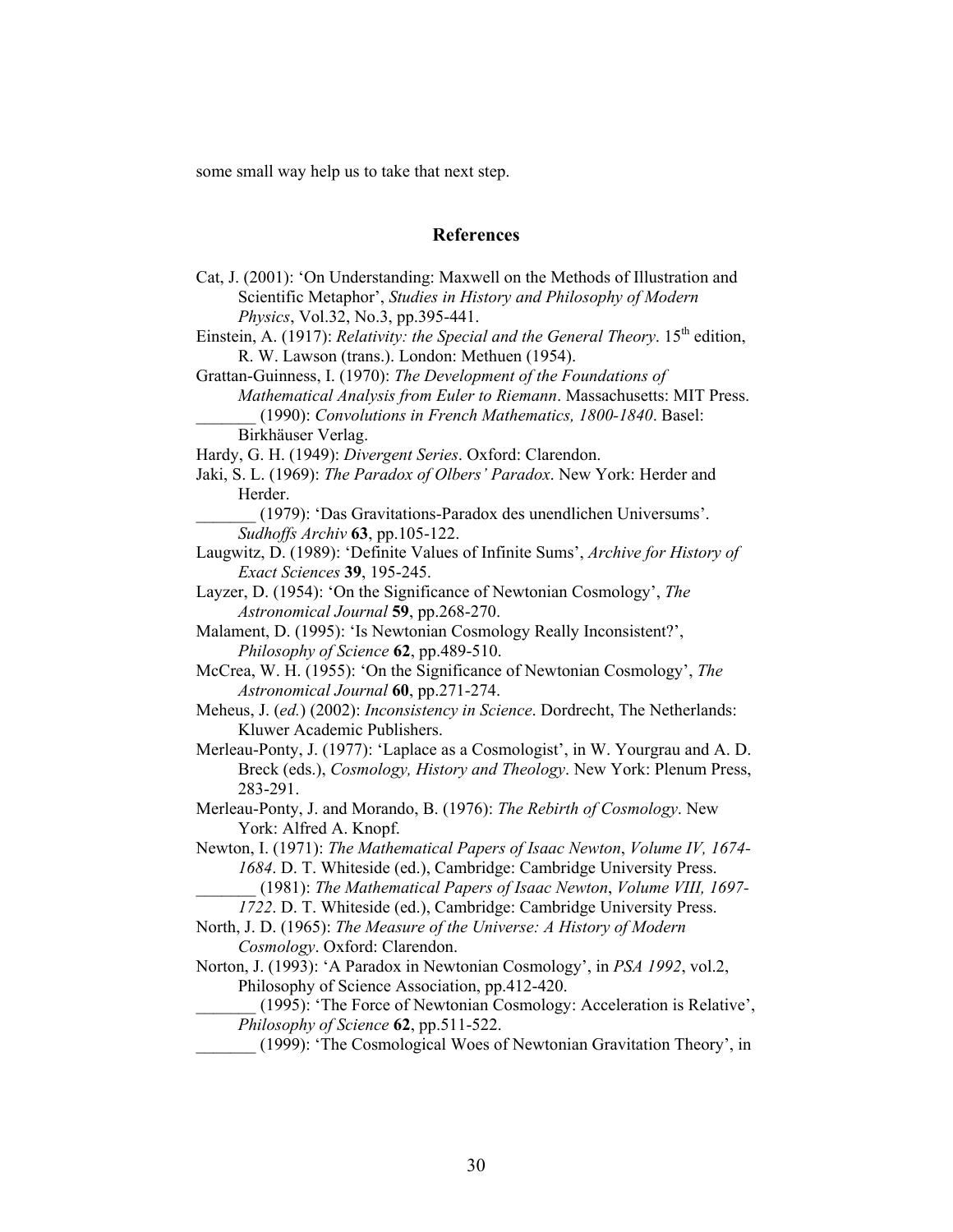some small way help us to take that next step.

## References

Cat, J. (2001): 'On Understanding: Maxwell on the Methods of Illustration and Scientific Metaphor', *Studies in History and Philosophy of Modern Physics*, Vol.32, No.3, pp.395-441.

Einstein, A. (1917): *Relativity: the Special and the General Theory*. 15th edition, R. W. Lawson (trans.). London: Methuen (1954).

Grattan-Guinness, I. (1970): *The Development of the Foundations of Mathematical Analysis from Euler to Riemann*. Massachusetts: MIT Press.

_______ (1990): *Convolutions in French Mathematics, 1800-1840*. Basel: Birkhäuser Verlag.

Hardy, G. H. (1949): *Divergent Series*. Oxford: Clarendon.

Jaki, S. L. (1969): *The Paradox of Olbers' Paradox*. New York: Herder and Herder.

_______ (1979): 'Das Gravitations-Paradox des unendlichen Universums'. *Sudhoffs Archiv* **63**, pp.105-122.

Laugwitz, D. (1989): 'Definite Values of Infinite Sums', *Archive for History of Exact Sciences* **39**, 195-245.

Layzer, D. (1954): 'On the Significance of Newtonian Cosmology', *The Astronomical Journal* **59**, pp.268-270.

Malament, D. (1995): 'Is Newtonian Cosmology Really Inconsistent?', *Philosophy of Science* **62**, pp.489-510.

McCrea, W. H. (1955): 'On the Significance of Newtonian Cosmology', *The Astronomical Journal* **60**, pp.271-274.

Meheus, J. (*ed.*) (2002): *Inconsistency in Science*. Dordrecht, The Netherlands: Kluwer Academic Publishers.

Merleau-Ponty, J. (1977): 'Laplace as a Cosmologist', in W. Yourgrau and A. D. Breck (eds.), *Cosmology, History and Theology*. New York: Plenum Press, 283-291.

Merleau-Ponty, J. and Morando, B. (1976): *The Rebirth of Cosmology*. New York: Alfred A. Knopf.

Newton, I. (1971): *The Mathematical Papers of Isaac Newton*, *Volume IV, 1674-1684*. D. T. Whiteside (ed.), Cambridge: Cambridge University Press.

_______ (1981): *The Mathematical Papers of Isaac Newton*, *Volume VIII, 1697-1722*. D. T. Whiteside (ed.), Cambridge: Cambridge University Press.

North, J. D. (1965): *The Measure of the Universe: A History of Modern Cosmology*. Oxford: Clarendon.

Norton, J. (1993): 'A Paradox in Newtonian Cosmology', in *PSA 1992*, vol.2, Philosophy of Science Association, pp.412-420.

_______ (1995): 'The Force of Newtonian Cosmology: Acceleration is Relative', *Philosophy of Science* **62**, pp.511-522.

_______ (1999): 'The Cosmological Woes of Newtonian Gravitation Theory', in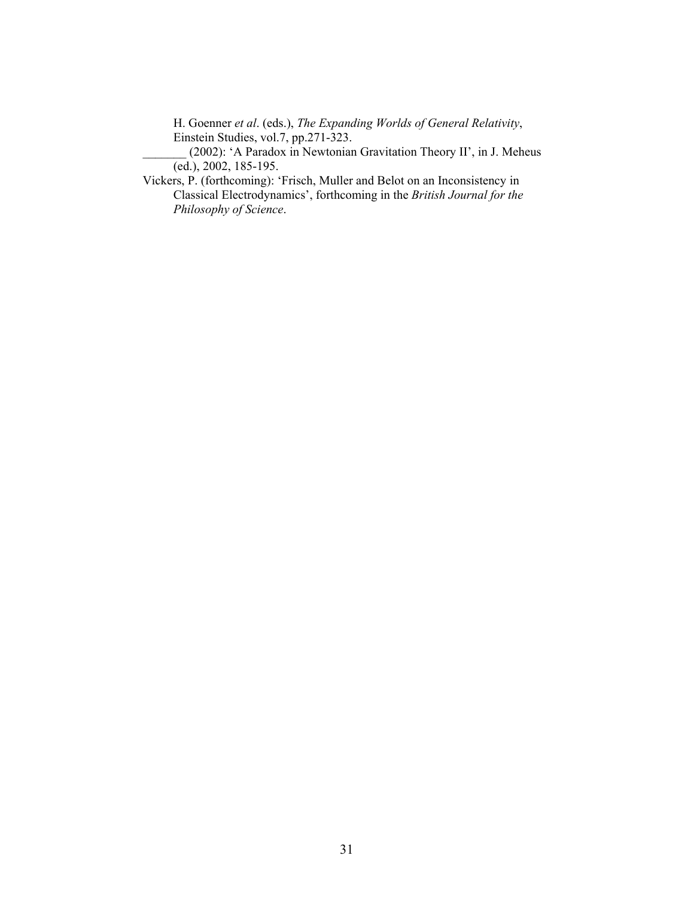H. Goenner *et al*. (eds.), *The Expanding Worlds of General Relativity*, Einstein Studies, vol.7, pp.271-323.

_______ (2002): 'A Paradox in Newtonian Gravitation Theory II', in J. Meheus (ed.), 2002, 185-195.

Vickers, P. (forthcoming): 'Frisch, Muller and Belot on an Inconsistency in Classical Electrodynamics', forthcoming in the *British Journal for the Philosophy of Science*.